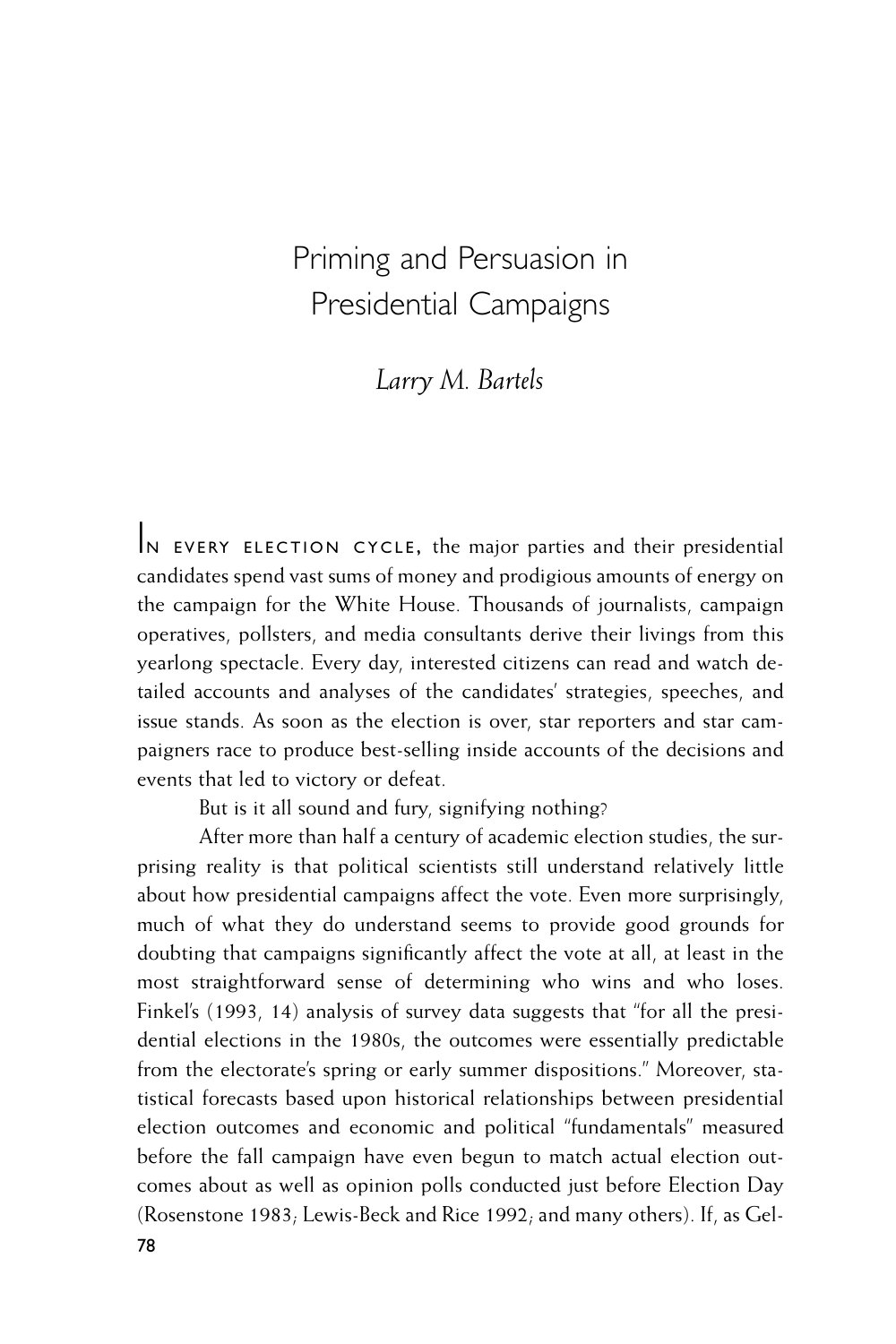# Priming and Persuasion in Presidential Campaigns

*Larry M. Bartels*

IN EVERY ELECTION CYCLE, the major parties and their presidential candidates spend vast sums of money and prodigious amounts of energy on the campaign for the White House. Thousands of journalists, campaign operatives, pollsters, and media consultants derive their livings from this yearlong spectacle. Every day, interested citizens can read and watch detailed accounts and analyses of the candidates' strategies, speeches, and issue stands. As soon as the election is over, star reporters and star campaigners race to produce best-selling inside accounts of the decisions and events that led to victory or defeat.

But is it all sound and fury, signifying nothing?

After more than half a century of academic election studies, the surprising reality is that political scientists still understand relatively little about how presidential campaigns affect the vote. Even more surprisingly, much of what they do understand seems to provide good grounds for doubting that campaigns significantly affect the vote at all, at least in the most straightforward sense of determining who wins and who loses. Finkel's (1993, 14) analysis of survey data suggests that "for all the presidential elections in the 1980s, the outcomes were essentially predictable from the electorate's spring or early summer dispositions." Moreover, statistical forecasts based upon historical relationships between presidential election outcomes and economic and political "fundamentals" measured before the fall campaign have even begun to match actual election outcomes about as well as opinion polls conducted just before Election Day (Rosenstone 1983; Lewis-Beck and Rice 1992; and many others). If, as Gel-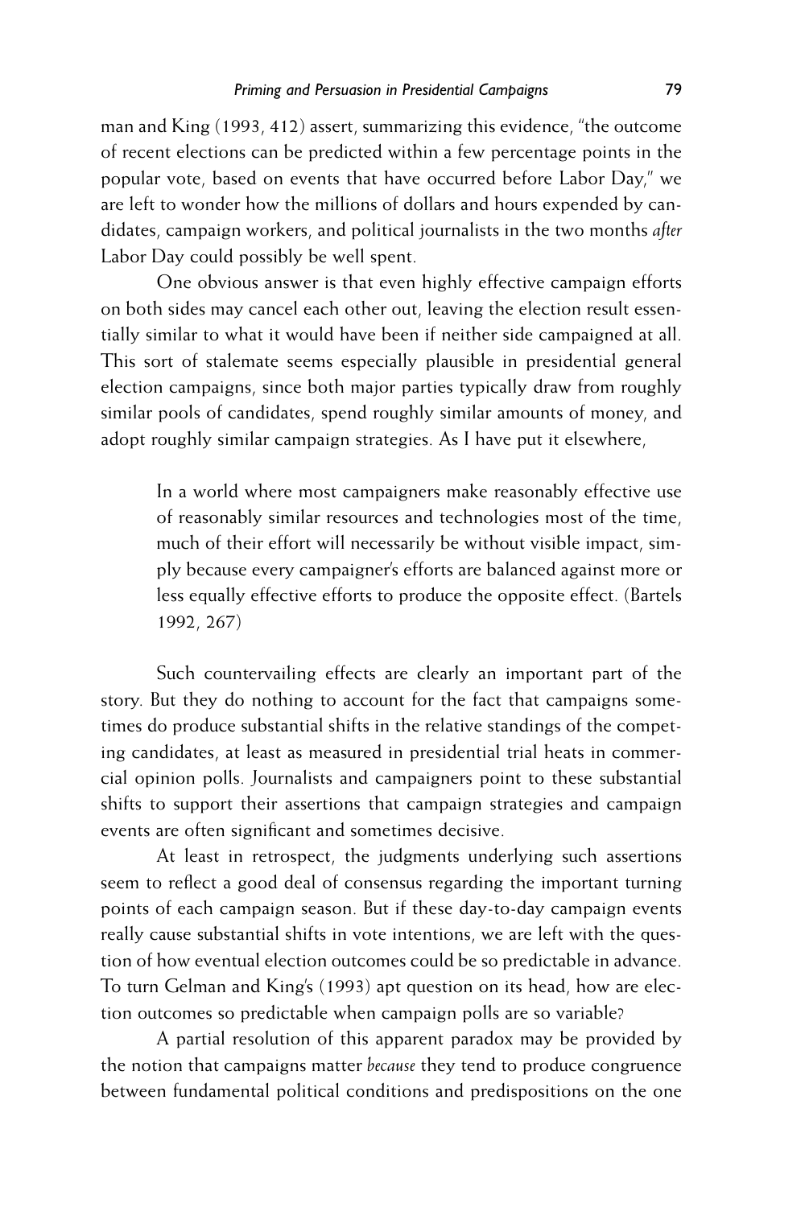man and King (1993, 412) assert, summarizing this evidence, "the outcome of recent elections can be predicted within a few percentage points in the popular vote, based on events that have occurred before Labor Day," we are left to wonder how the millions of dollars and hours expended by candidates, campaign workers, and political journalists in the two months *after* Labor Day could possibly be well spent.

One obvious answer is that even highly effective campaign efforts on both sides may cancel each other out, leaving the election result essentially similar to what it would have been if neither side campaigned at all. This sort of stalemate seems especially plausible in presidential general election campaigns, since both major parties typically draw from roughly similar pools of candidates, spend roughly similar amounts of money, and adopt roughly similar campaign strategies. As I have put it elsewhere,

> In a world where most campaigners make reasonably effective use of reasonably similar resources and technologies most of the time, much of their effort will necessarily be without visible impact, simply because every campaigner's efforts are balanced against more or less equally effective efforts to produce the opposite effect. (Bartels 1992, 267)

Such countervailing effects are clearly an important part of the story. But they do nothing to account for the fact that campaigns sometimes do produce substantial shifts in the relative standings of the competing candidates, at least as measured in presidential trial heats in commercial opinion polls. Journalists and campaigners point to these substantial shifts to support their assertions that campaign strategies and campaign events are often significant and sometimes decisive.

At least in retrospect, the judgments underlying such assertions seem to reflect a good deal of consensus regarding the important turning points of each campaign season. But if these day-to-day campaign events really cause substantial shifts in vote intentions, we are left with the question of how eventual election outcomes could be so predictable in advance. To turn Gelman and King's (1993) apt question on its head, how are election outcomes so predictable when campaign polls are so variable?

A partial resolution of this apparent paradox may be provided by the notion that campaigns matter *because* they tend to produce congruence between fundamental political conditions and predispositions on the one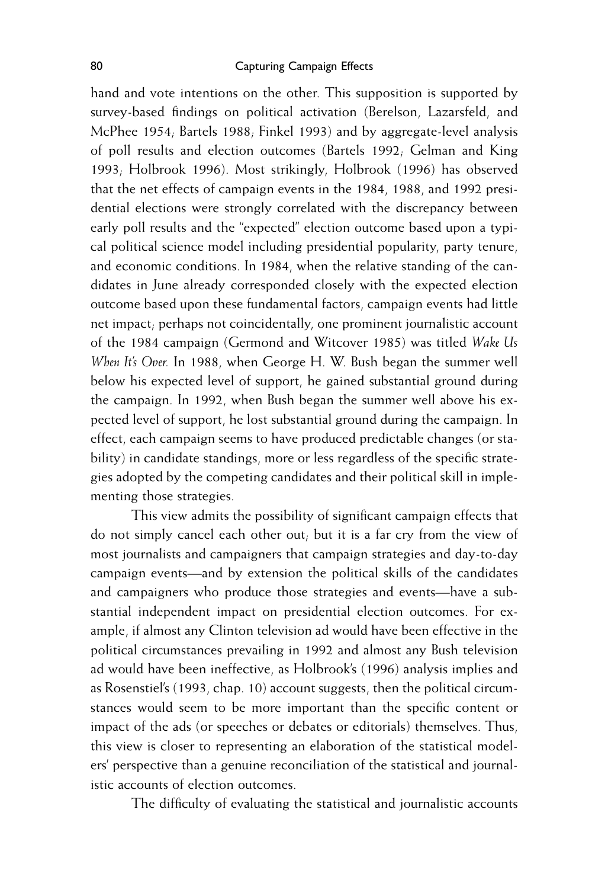hand and vote intentions on the other. This supposition is supported by survey-based findings on political activation (Berelson, Lazarsfeld, and McPhee 1954; Bartels 1988; Finkel 1993) and by aggregate-level analysis of poll results and election outcomes (Bartels 1992; Gelman and King 1993; Holbrook 1996). Most strikingly, Holbrook (1996) has observed that the net effects of campaign events in the 1984, 1988, and 1992 presidential elections were strongly correlated with the discrepancy between early poll results and the "expected" election outcome based upon a typical political science model including presidential popularity, party tenure, and economic conditions. In 1984, when the relative standing of the candidates in June already corresponded closely with the expected election outcome based upon these fundamental factors, campaign events had little net impact; perhaps not coincidentally, one prominent journalistic account of the 1984 campaign (Germond and Witcover 1985) was titled *Wake Us When It's Over.* In 1988, when George H. W. Bush began the summer well below his expected level of support, he gained substantial ground during the campaign. In 1992, when Bush began the summer well above his expected level of support, he lost substantial ground during the campaign. In effect, each campaign seems to have produced predictable changes (or stability) in candidate standings, more or less regardless of the specific strategies adopted by the competing candidates and their political skill in implementing those strategies.

This view admits the possibility of significant campaign effects that do not simply cancel each other out; but it is a far cry from the view of most journalists and campaigners that campaign strategies and day-to-day campaign events—and by extension the political skills of the candidates and campaigners who produce those strategies and events—have a substantial independent impact on presidential election outcomes. For example, if almost any Clinton television ad would have been effective in the political circumstances prevailing in 1992 and almost any Bush television ad would have been ineffective, as Holbrook's (1996) analysis implies and as Rosenstiel's (1993, chap. 10) account suggests, then the political circumstances would seem to be more important than the specific content or impact of the ads (or speeches or debates or editorials) themselves. Thus, this view is closer to representing an elaboration of the statistical modelers' perspective than a genuine reconciliation of the statistical and journalistic accounts of election outcomes.

The difficulty of evaluating the statistical and journalistic accounts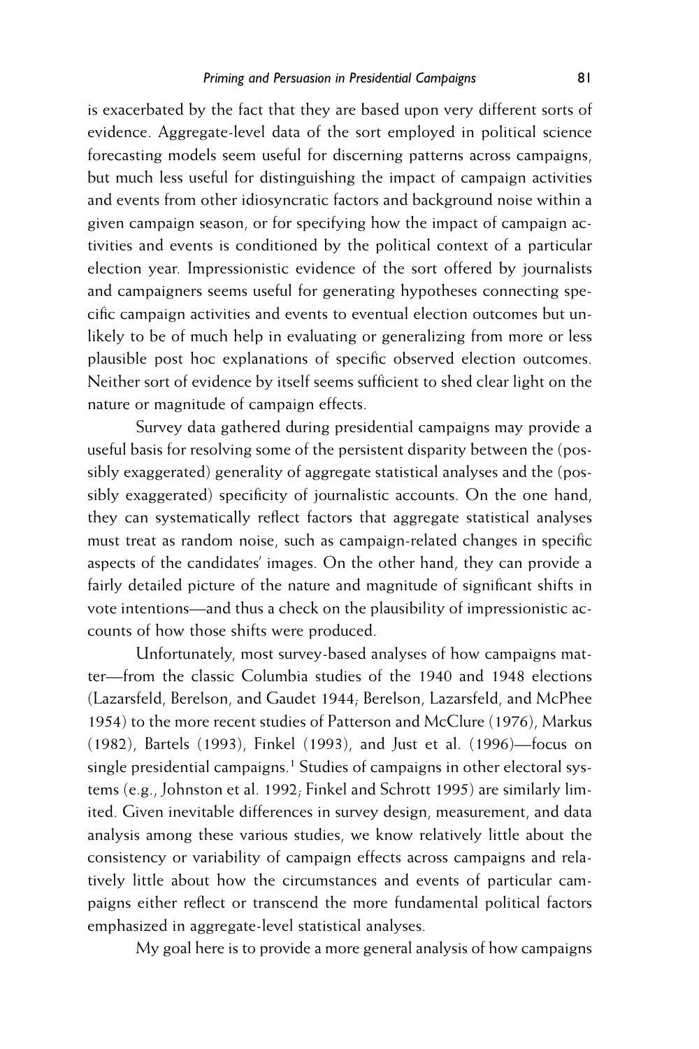is exacerbated by the fact that they are based upon very different sorts of evidence. Aggregate-level data of the sort employed in political science forecasting models seem useful for discerning patterns across campaigns, but much less useful for distinguishing the impact of campaign activities and events from other idiosyncratic factors and background noise within a given campaign season, or for specifying how the impact of campaign activities and events is conditioned by the political context of a particular election year. Impressionistic evidence of the sort offered by journalists and campaigners seems useful for generating hypotheses connecting specific campaign activities and events to eventual election outcomes but unlikely to be of much help in evaluating or generalizing from more or less plausible post hoc explanations of specific observed election outcomes. Neither sort of evidence by itself seems sufficient to shed clear light on the nature or magnitude of campaign effects.

Survey data gathered during presidential campaigns may provide a useful basis for resolving some of the persistent disparity between the (possibly exaggerated) generality of aggregate statistical analyses and the (possibly exaggerated) specificity of journalistic accounts. On the one hand, they can systematically reflect factors that aggregate statistical analyses must treat as random noise, such as campaign-related changes in specific aspects of the candidates' images. On the other hand, they can provide a fairly detailed picture of the nature and magnitude of significant shifts in vote intentions—and thus a check on the plausibility of impressionistic accounts of how those shifts were produced.

Unfortunately, most survey-based analyses of how campaigns matter—from the classic Columbia studies of the 1940 and 1948 elections (Lazarsfeld, Berelson, and Gaudet 1944; Berelson, Lazarsfeld, and McPhee 1954) to the more recent studies of Patterson and McClure (1976), Markus (1982), Bartels (1993), Finkel (1993), and Just et al. (1996)—focus on single presidential campaigns.[1] Studies of campaigns in other electoral systems (e.g., Johnston et al. 1992; Finkel and Schrott 1995) are similarly limited. Given inevitable differences in survey design, measurement, and data analysis among these various studies, we know relatively little about the consistency or variability of campaign effects across campaigns and relatively little about how the circumstances and events of particular campaigns either reflect or transcend the more fundamental political factors emphasized in aggregate-level statistical analyses.

My goal here is to provide a more general analysis of how campaigns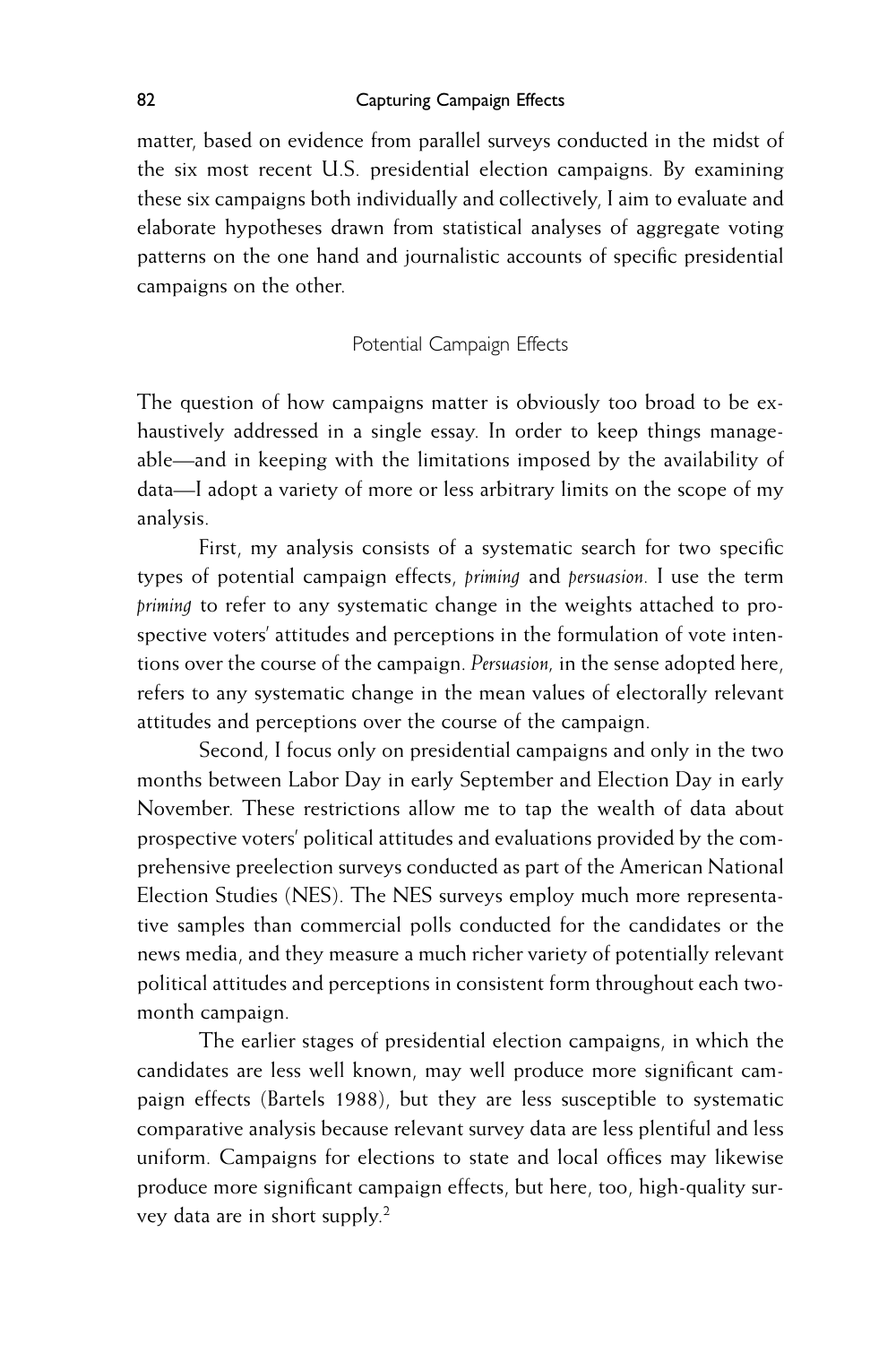matter, based on evidence from parallel surveys conducted in the midst of the six most recent U.S. presidential election campaigns. By examining these six campaigns both individually and collectively, I aim to evaluate and elaborate hypotheses drawn from statistical analyses of aggregate voting patterns on the one hand and journalistic accounts of specific presidential campaigns on the other.

## Potential Campaign Effects

The question of how campaigns matter is obviously too broad to be exhaustively addressed in a single essay. In order to keep things manageable—and in keeping with the limitations imposed by the availability of data—I adopt a variety of more or less arbitrary limits on the scope of my analysis.

First, my analysis consists of a systematic search for two specific types of potential campaign effects, *priming* and *persuasion*. I use the term *priming* to refer to any systematic change in the weights attached to prospective voters' attitudes and perceptions in the formulation of vote intentions over the course of the campaign. *Persuasion,* in the sense adopted here, refers to any systematic change in the mean values of electorally relevant attitudes and perceptions over the course of the campaign.

Second, I focus only on presidential campaigns and only in the two months between Labor Day in early September and Election Day in early November. These restrictions allow me to tap the wealth of data about prospective voters' political attitudes and evaluations provided by the comprehensive preelection surveys conducted as part of the American National Election Studies (NES). The NES surveys employ much more representative samples than commercial polls conducted for the candidates or the news media, and they measure a much richer variety of potentially relevant political attitudes and perceptions in consistent form throughout each two-month campaign.

The earlier stages of presidential election campaigns, in which the candidates are less well known, may well produce more significant campaign effects (Bartels 1988), but they are less susceptible to systematic comparative analysis because relevant survey data are less plentiful and less uniform. Campaigns for elections to state and local offices may likewise produce more significant campaign effects, but here, too, high-quality survey data are in short supply.[2]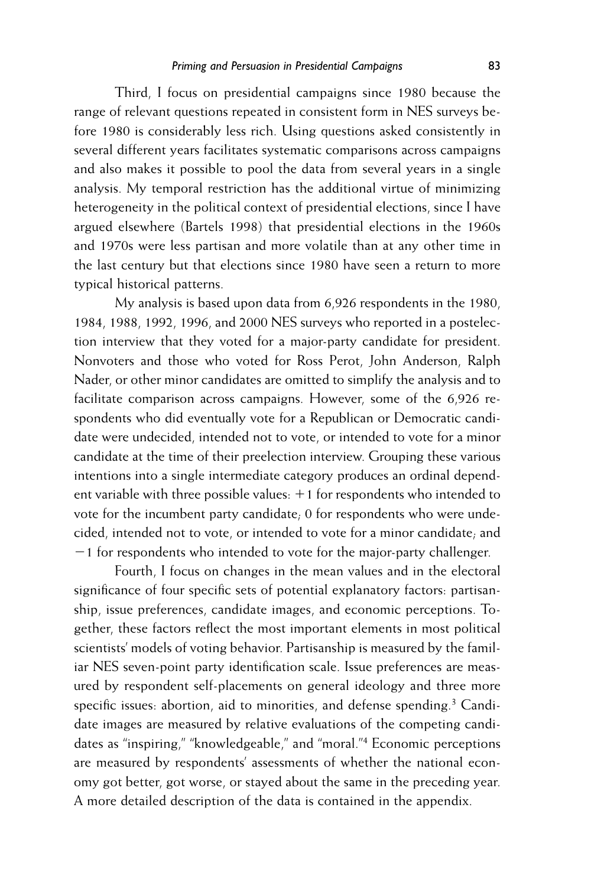Third, I focus on presidential campaigns since 1980 because the range of relevant questions repeated in consistent form in NES surveys before 1980 is considerably less rich. Using questions asked consistently in several different years facilitates systematic comparisons across campaigns and also makes it possible to pool the data from several years in a single analysis. My temporal restriction has the additional virtue of minimizing heterogeneity in the political context of presidential elections, since I have argued elsewhere (Bartels 1998) that presidential elections in the 1960s and 1970s were less partisan and more volatile than at any other time in the last century but that elections since 1980 have seen a return to more typical historical patterns.

My analysis is based upon data from 6,926 respondents in the 1980, 1984, 1988, 1992, 1996, and 2000 NES surveys who reported in a postelection interview that they voted for a major-party candidate for president. Nonvoters and those who voted for Ross Perot, John Anderson, Ralph Nader, or other minor candidates are omitted to simplify the analysis and to facilitate comparison across campaigns. However, some of the 6,926 respondents who did eventually vote for a Republican or Democratic candidate were undecided, intended not to vote, or intended to vote for a minor candidate at the time of their preelection interview. Grouping these various intentions into a single intermediate category produces an ordinal dependent variable with three possible values: +1 for respondents who intended to vote for the incumbent party candidate; 0 for respondents who were undecided, intended not to vote, or intended to vote for a minor candidate; and −1 for respondents who intended to vote for the major-party challenger.

Fourth, I focus on changes in the mean values and in the electoral significance of four specific sets of potential explanatory factors: partisanship, issue preferences, candidate images, and economic perceptions. Together, these factors reflect the most important elements in most political scientists' models of voting behavior. Partisanship is measured by the familiar NES seven-point party identification scale. Issue preferences are measured by respondent self-placements on general ideology and three more specific issues: abortion, aid to minorities, and defense spending.[3] Candidate images are measured by relative evaluations of the competing candidates as "inspiring," "knowledgeable," and "moral."[4] Economic perceptions are measured by respondents' assessments of whether the national economy got better, got worse, or stayed about the same in the preceding year. A more detailed description of the data is contained in the appendix.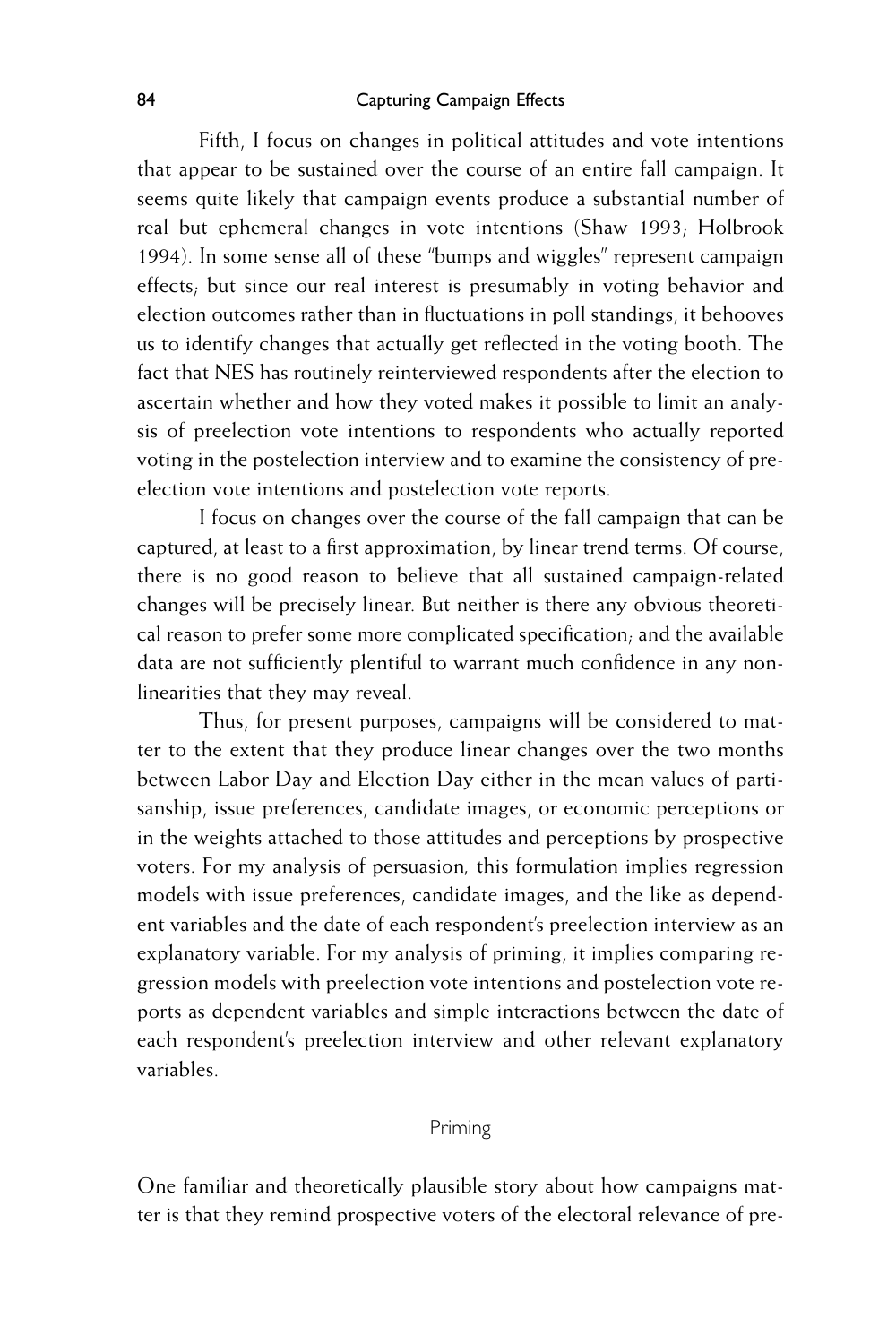Fifth, I focus on changes in political attitudes and vote intentions that appear to be sustained over the course of an entire fall campaign. It seems quite likely that campaign events produce a substantial number of real but ephemeral changes in vote intentions (Shaw 1993; Holbrook 1994). In some sense all of these "bumps and wiggles" represent campaign effects; but since our real interest is presumably in voting behavior and election outcomes rather than in fluctuations in poll standings, it behooves us to identify changes that actually get reflected in the voting booth. The fact that NES has routinely reinterviewed respondents after the election to ascertain whether and how they voted makes it possible to limit an analysis of preelection vote intentions to respondents who actually reported voting in the postelection interview and to examine the consistency of preelection vote intentions and postelection vote reports.

I focus on changes over the course of the fall campaign that can be captured, at least to a first approximation, by linear trend terms. Of course, there is no good reason to believe that all sustained campaign-related changes will be precisely linear. But neither is there any obvious theoretical reason to prefer some more complicated specification; and the available data are not sufficiently plentiful to warrant much confidence in any nonlinearities that they may reveal.

Thus, for present purposes, campaigns will be considered to matter to the extent that they produce linear changes over the two months between Labor Day and Election Day either in the mean values of partisanship, issue preferences, candidate images, or economic perceptions or in the weights attached to those attitudes and perceptions by prospective voters. For my analysis of persuasion, this formulation implies regression models with issue preferences, candidate images, and the like as dependent variables and the date of each respondent's preelection interview as an explanatory variable. For my analysis of priming, it implies comparing regression models with preelection vote intentions and postelection vote reports as dependent variables and simple interactions between the date of each respondent's preelection interview and other relevant explanatory variables.

## Priming

One familiar and theoretically plausible story about how campaigns matter is that they remind prospective voters of the electoral relevance of pre-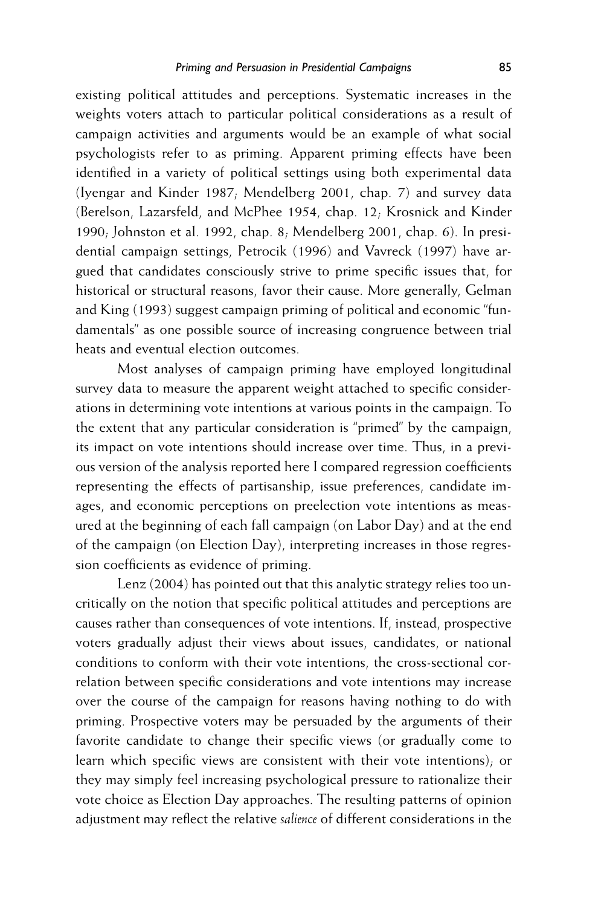existing political attitudes and perceptions. Systematic increases in the weights voters attach to particular political considerations as a result of campaign activities and arguments would be an example of what social psychologists refer to as priming. Apparent priming effects have been identified in a variety of political settings using both experimental data (Iyengar and Kinder 1987; Mendelberg 2001, chap. 7) and survey data (Berelson, Lazarsfeld, and McPhee 1954, chap. 12; Krosnick and Kinder 1990; Johnston et al. 1992, chap. 8; Mendelberg 2001, chap. 6). In presidential campaign settings, Petrocik (1996) and Vavreck (1997) have argued that candidates consciously strive to prime specific issues that, for historical or structural reasons, favor their cause. More generally, Gelman and King (1993) suggest campaign priming of political and economic "fundamentals" as one possible source of increasing congruence between trial heats and eventual election outcomes.

Most analyses of campaign priming have employed longitudinal survey data to measure the apparent weight attached to specific considerations in determining vote intentions at various points in the campaign. To the extent that any particular consideration is "primed" by the campaign, its impact on vote intentions should increase over time. Thus, in a previous version of the analysis reported here I compared regression coefficients representing the effects of partisanship, issue preferences, candidate images, and economic perceptions on preelection vote intentions as measured at the beginning of each fall campaign (on Labor Day) and at the end of the campaign (on Election Day), interpreting increases in those regression coefficients as evidence of priming.

Lenz (2004) has pointed out that this analytic strategy relies too uncritically on the notion that specific political attitudes and perceptions are causes rather than consequences of vote intentions. If, instead, prospective voters gradually adjust their views about issues, candidates, or national conditions to conform with their vote intentions, the cross-sectional correlation between specific considerations and vote intentions may increase over the course of the campaign for reasons having nothing to do with priming. Prospective voters may be persuaded by the arguments of their favorite candidate to change their specific views (or gradually come to learn which specific views are consistent with their vote intentions); or they may simply feel increasing psychological pressure to rationalize their vote choice as Election Day approaches. The resulting patterns of opinion adjustment may reflect the relative *salience* of different considerations in the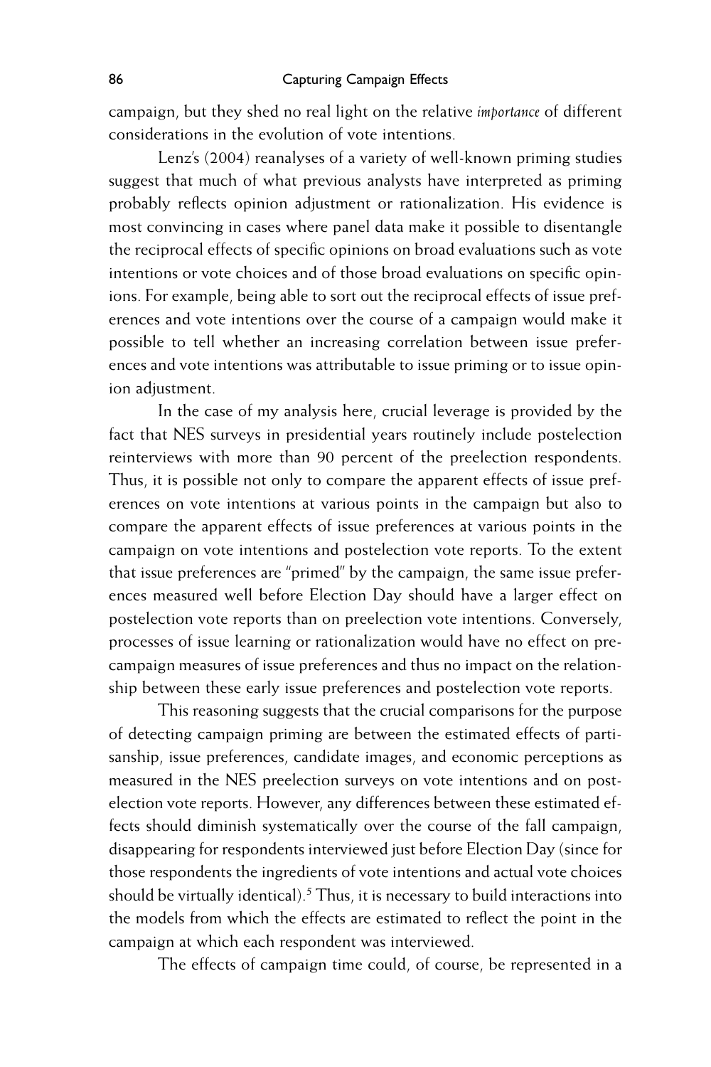campaign, but they shed no real light on the relative *importance* of different considerations in the evolution of vote intentions.

Lenz's (2004) reanalyses of a variety of well-known priming studies suggest that much of what previous analysts have interpreted as priming probably reflects opinion adjustment or rationalization. His evidence is most convincing in cases where panel data make it possible to disentangle the reciprocal effects of specific opinions on broad evaluations such as vote intentions or vote choices and of those broad evaluations on specific opinions. For example, being able to sort out the reciprocal effects of issue preferences and vote intentions over the course of a campaign would make it possible to tell whether an increasing correlation between issue preferences and vote intentions was attributable to issue priming or to issue opinion adjustment.

In the case of my analysis here, crucial leverage is provided by the fact that NES surveys in presidential years routinely include postelection reinterviews with more than 90 percent of the preelection respondents. Thus, it is possible not only to compare the apparent effects of issue preferences on vote intentions at various points in the campaign but also to compare the apparent effects of issue preferences at various points in the campaign on vote intentions and postelection vote reports. To the extent that issue preferences are "primed" by the campaign, the same issue preferences measured well before Election Day should have a larger effect on postelection vote reports than on preelection vote intentions. Conversely, processes of issue learning or rationalization would have no effect on precampaign measures of issue preferences and thus no impact on the relationship between these early issue preferences and postelection vote reports.

This reasoning suggests that the crucial comparisons for the purpose of detecting campaign priming are between the estimated effects of partisanship, issue preferences, candidate images, and economic perceptions as measured in the NES preelection surveys on vote intentions and on postelection vote reports. However, any differences between these estimated effects should diminish systematically over the course of the fall campaign, disappearing for respondents interviewed just before Election Day (since for those respondents the ingredients of vote intentions and actual vote choices should be virtually identical).[5] Thus, it is necessary to build interactions into the models from which the effects are estimated to reflect the point in the campaign at which each respondent was interviewed.

The effects of campaign time could, of course, be represented in a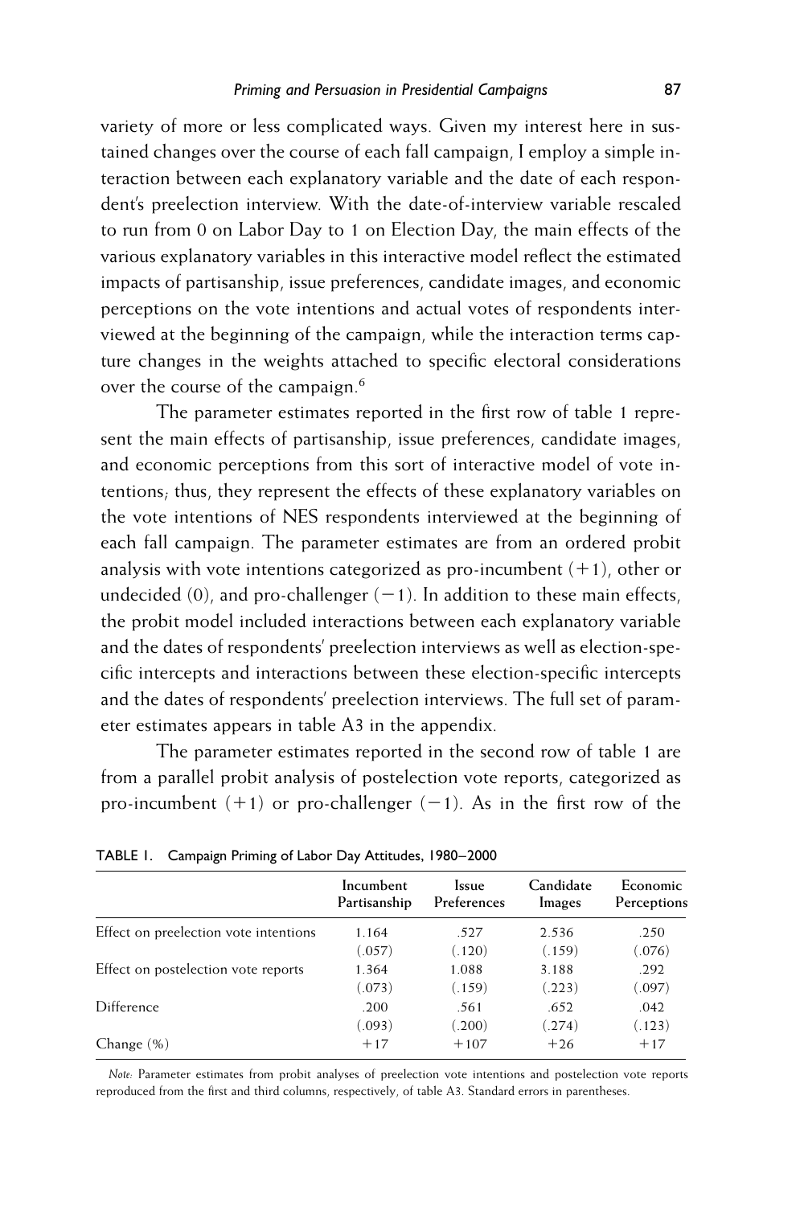variety of more or less complicated ways. Given my interest here in sustained changes over the course of each fall campaign, I employ a simple interaction between each explanatory variable and the date of each respondent's preelection interview. With the date-of-interview variable rescaled to run from 0 on Labor Day to 1 on Election Day, the main effects of the various explanatory variables in this interactive model reflect the estimated impacts of partisanship, issue preferences, candidate images, and economic perceptions on the vote intentions and actual votes of respondents interviewed at the beginning of the campaign, while the interaction terms capture changes in the weights attached to specific electoral considerations over the course of the campaign.[6]

The parameter estimates reported in the first row of table 1 represent the main effects of partisanship, issue preferences, candidate images, and economic perceptions from this sort of interactive model of vote intentions; thus, they represent the effects of these explanatory variables on the vote intentions of NES respondents interviewed at the beginning of each fall campaign. The parameter estimates are from an ordered probit analysis with vote intentions categorized as pro-incumbent (+1), other or undecided (0), and pro-challenger (−1). In addition to these main effects, the probit model included interactions between each explanatory variable and the dates of respondents' preelection interviews as well as election-specific intercepts and interactions between these election-specific intercepts and the dates of respondents' preelection interviews. The full set of parameter estimates appears in table A3 in the appendix.

The parameter estimates reported in the second row of table 1 are from a parallel probit analysis of postelection vote reports, categorized as pro-incumbent (+1) or pro-challenger (−1). As in the first row of the

TABLE 1. Campaign Priming of Labor Day Attitudes, 1980–2000

| | Incumbent Partisanship | Issue Preferences | Candidate Images | Economic Perceptions |
|---|---|---|---|---|
| Effect on preelection vote intentions | 1.164 | .527 | 2.536 | .250 |
| | (.057) | (.120) | (.159) | (.076) |
| Effect on postelection vote reports | 1.364 | 1.088 | 3.188 | .292 |
| | (.073) | (.159) | (.223) | (.097) |
| Difference | .200 | .561 | .652 | .042 |
| | (.093) | (.200) | (.274) | (.123) |
| Change (%) | +17 | +107 | +26 | +17 |

*Note:* Parameter estimates from probit analyses of preelection vote intentions and postelection vote reports reproduced from the first and third columns, respectively, of table A3. Standard errors in parentheses.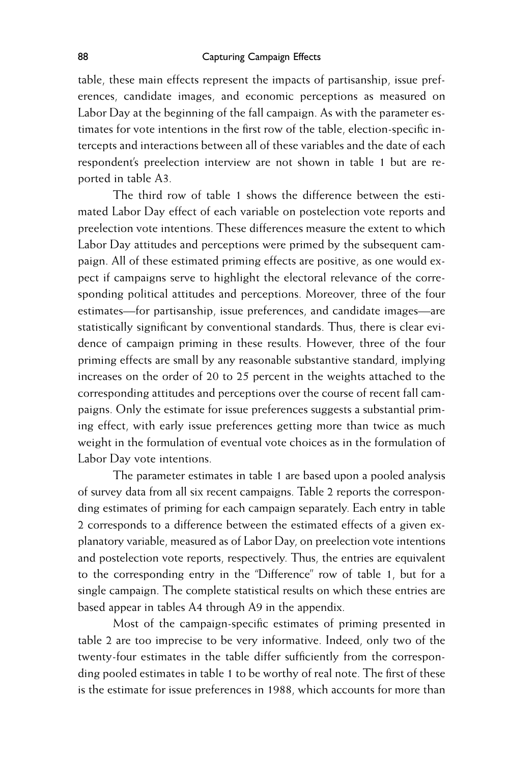table, these main effects represent the impacts of partisanship, issue preferences, candidate images, and economic perceptions as measured on Labor Day at the beginning of the fall campaign. As with the parameter estimates for vote intentions in the first row of the table, election-specific intercepts and interactions between all of these variables and the date of each respondent's preelection interview are not shown in table 1 but are reported in table A3.

The third row of table 1 shows the difference between the estimated Labor Day effect of each variable on postelection vote reports and preelection vote intentions. These differences measure the extent to which Labor Day attitudes and perceptions were primed by the subsequent campaign. All of these estimated priming effects are positive, as one would expect if campaigns serve to highlight the electoral relevance of the corresponding political attitudes and perceptions. Moreover, three of the four estimates—for partisanship, issue preferences, and candidate images—are statistically significant by conventional standards. Thus, there is clear evidence of campaign priming in these results. However, three of the four priming effects are small by any reasonable substantive standard, implying increases on the order of 20 to 25 percent in the weights attached to the corresponding attitudes and perceptions over the course of recent fall campaigns. Only the estimate for issue preferences suggests a substantial priming effect, with early issue preferences getting more than twice as much weight in the formulation of eventual vote choices as in the formulation of Labor Day vote intentions.

The parameter estimates in table 1 are based upon a pooled analysis of survey data from all six recent campaigns. Table 2 reports the corresponding estimates of priming for each campaign separately. Each entry in table 2 corresponds to a difference between the estimated effects of a given explanatory variable, measured as of Labor Day, on preelection vote intentions and postelection vote reports, respectively. Thus, the entries are equivalent to the corresponding entry in the "Difference" row of table 1, but for a single campaign. The complete statistical results on which these entries are based appear in tables A4 through A9 in the appendix.

Most of the campaign-specific estimates of priming presented in table 2 are too imprecise to be very informative. Indeed, only two of the twenty-four estimates in the table differ sufficiently from the corresponding pooled estimates in table 1 to be worthy of real note. The first of these is the estimate for issue preferences in 1988, which accounts for more than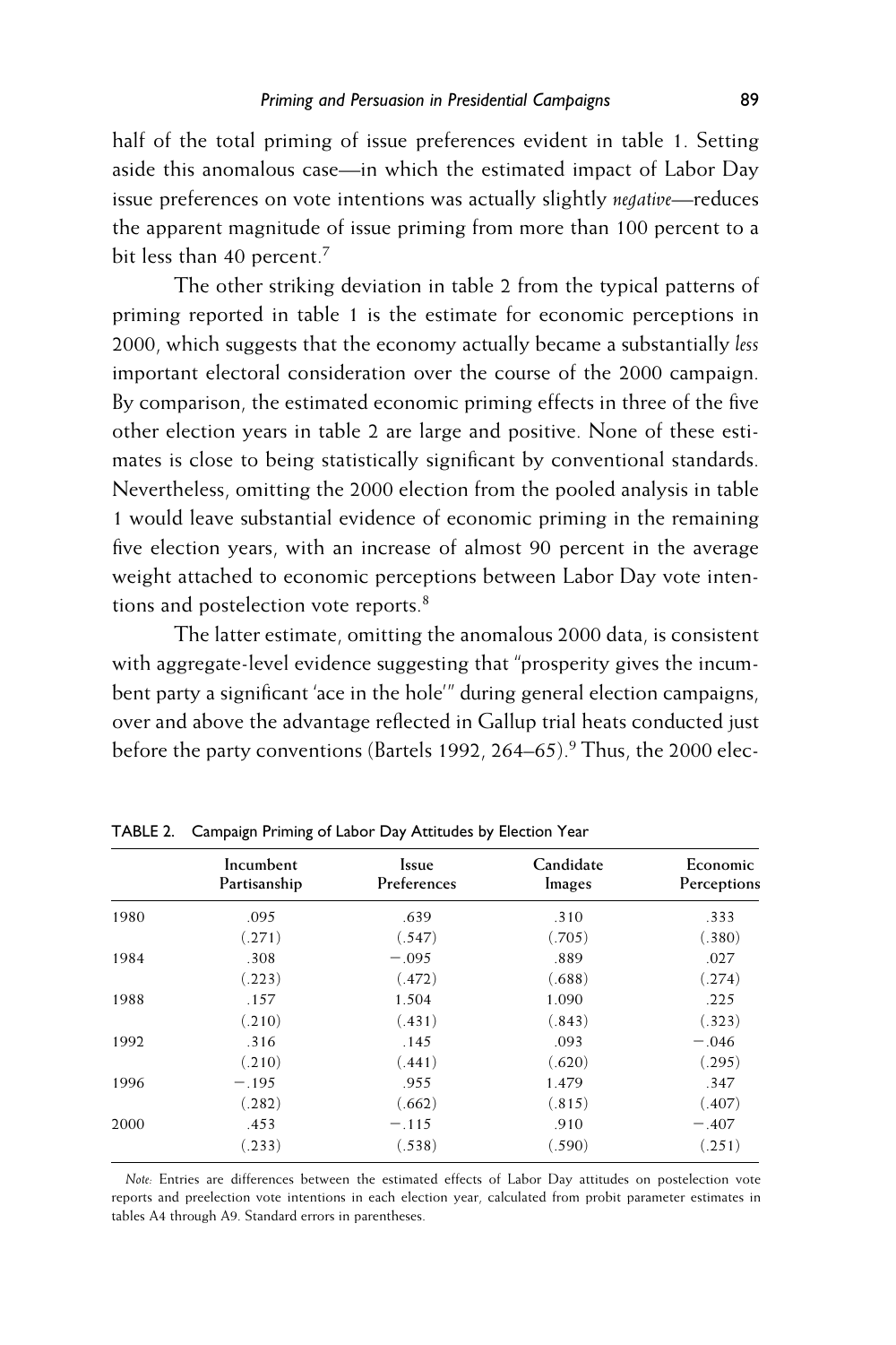half of the total priming of issue preferences evident in table 1. Setting aside this anomalous case—in which the estimated impact of Labor Day issue preferences on vote intentions was actually slightly *negative*—reduces the apparent magnitude of issue priming from more than 100 percent to a bit less than 40 percent.[7]

The other striking deviation in table 2 from the typical patterns of priming reported in table 1 is the estimate for economic perceptions in 2000, which suggests that the economy actually became a substantially *less* important electoral consideration over the course of the 2000 campaign. By comparison, the estimated economic priming effects in three of the five other election years in table 2 are large and positive. None of these estimates is close to being statistically significant by conventional standards. Nevertheless, omitting the 2000 election from the pooled analysis in table 1 would leave substantial evidence of economic priming in the remaining five election years, with an increase of almost 90 percent in the average weight attached to economic perceptions between Labor Day vote intentions and postelection vote reports.[8]

The latter estimate, omitting the anomalous 2000 data, is consistent with aggregate-level evidence suggesting that "prosperity gives the incumbent party a significant 'ace in the hole'" during general election campaigns, over and above the advantage reflected in Gallup trial heats conducted just before the party conventions (Bartels 1992, 264–65).[9] Thus, the 2000 elec-

TABLE 2. Campaign Priming of Labor Day Attitudes by Election Year

| | Incumbent Partisanship | Issue Preferences | Candidate Images | Economic Perceptions |
|---|---|---|---|---|
| 1980 | .095 | .639 | .310 | .333 |
| | (.271) | (.547) | (.705) | (.380) |
| 1984 | .308 | −.095 | .889 | .027 |
| | (.223) | (.472) | (.688) | (.274) |
| 1988 | .157 | 1.504 | 1.090 | .225 |
| | (.210) | (.431) | (.843) | (.323) |
| 1992 | .316 | .145 | .093 | −.046 |
| | (.210) | (.441) | (.620) | (.295) |
| 1996 | −.195 | .955 | 1.479 | .347 |
| | (.282) | (.662) | (.815) | (.407) |
| 2000 | .453 | −.115 | .910 | −.407 |
| | (.233) | (.538) | (.590) | (.251) |

*Note:* Entries are differences between the estimated effects of Labor Day attitudes on postelection vote reports and preelection vote intentions in each election year, calculated from probit parameter estimates in tables A4 through A9. Standard errors in parentheses.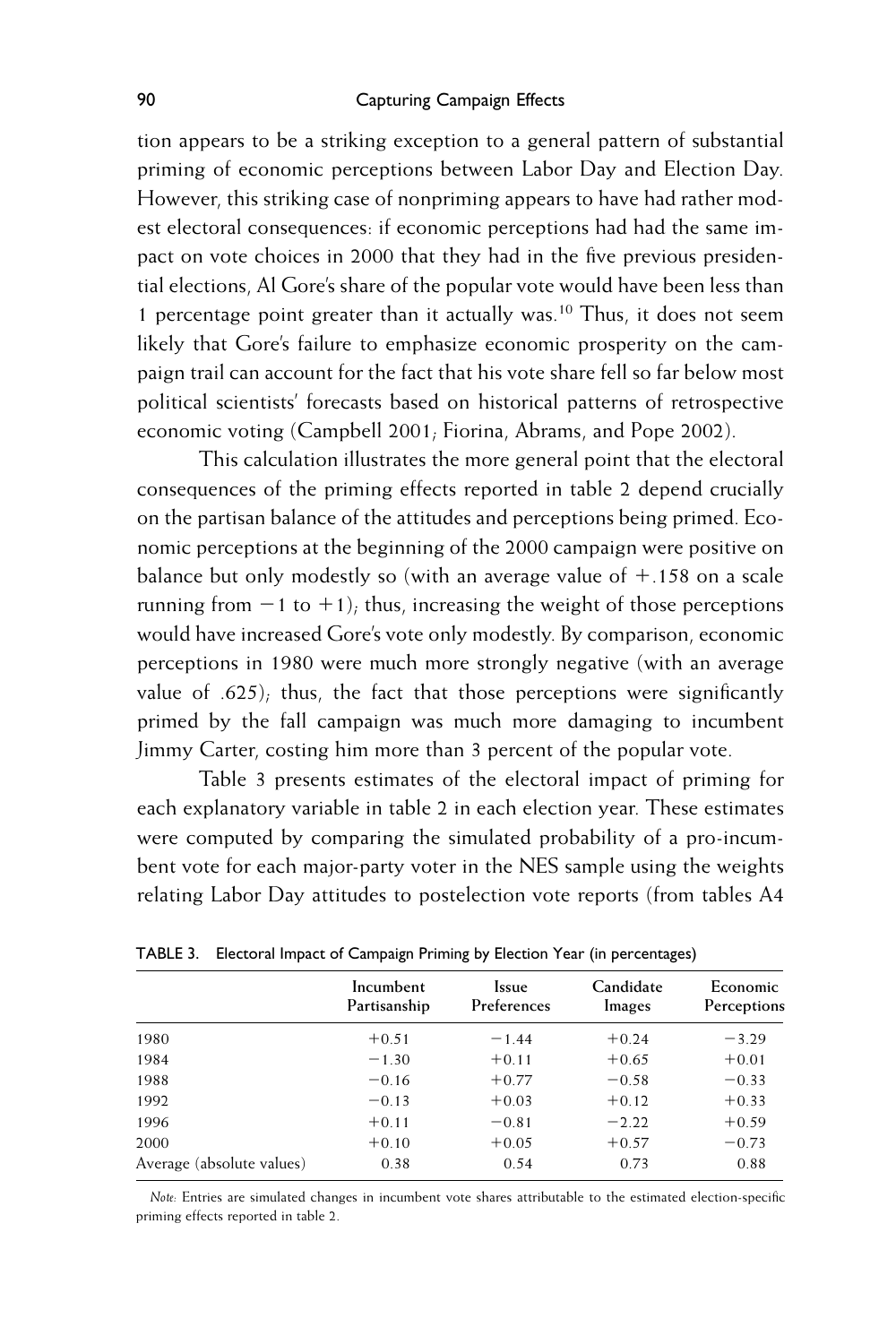tion appears to be a striking exception to a general pattern of substantial priming of economic perceptions between Labor Day and Election Day. However, this striking case of nonpriming appears to have had rather modest electoral consequences: if economic perceptions had had the same impact on vote choices in 2000 that they had in the five previous presidential elections, Al Gore's share of the popular vote would have been less than 1 percentage point greater than it actually was.[10] Thus, it does not seem likely that Gore's failure to emphasize economic prosperity on the campaign trail can account for the fact that his vote share fell so far below most political scientists' forecasts based on historical patterns of retrospective economic voting (Campbell 2001; Fiorina, Abrams, and Pope 2002).

This calculation illustrates the more general point that the electoral consequences of the priming effects reported in table 2 depend crucially on the partisan balance of the attitudes and perceptions being primed. Economic perceptions at the beginning of the 2000 campaign were positive on balance but only modestly so (with an average value of +.158 on a scale running from −1 to +1); thus, increasing the weight of those perceptions would have increased Gore's vote only modestly. By comparison, economic perceptions in 1980 were much more strongly negative (with an average value of .625); thus, the fact that those perceptions were significantly primed by the fall campaign was much more damaging to incumbent Jimmy Carter, costing him more than 3 percent of the popular vote.

Table 3 presents estimates of the electoral impact of priming for each explanatory variable in table 2 in each election year. These estimates were computed by comparing the simulated probability of a pro-incumbent vote for each major-party voter in the NES sample using the weights relating Labor Day attitudes to postelection vote reports (from tables A4

TABLE 3. Electoral Impact of Campaign Priming by Election Year (in percentages)

| | Incumbent Partisanship | Issue Preferences | Candidate Images | Economic Perceptions |
|---|---|---|---|---|
| 1980 | +0.51 | −1.44 | +0.24 | −3.29 |
| 1984 | −1.30 | +0.11 | +0.65 | +0.01 |
| 1988 | −0.16 | +0.77 | −0.58 | −0.33 |
| 1992 | −0.13 | +0.03 | +0.12 | +0.33 |
| 1996 | +0.11 | −0.81 | −2.22 | +0.59 |
| 2000 | +0.10 | +0.05 | +0.57 | −0.73 |
| Average (absolute values) | 0.38 | 0.54 | 0.73 | 0.88 |

*Note:* Entries are simulated changes in incumbent vote shares attributable to the estimated election-specific priming effects reported in table 2.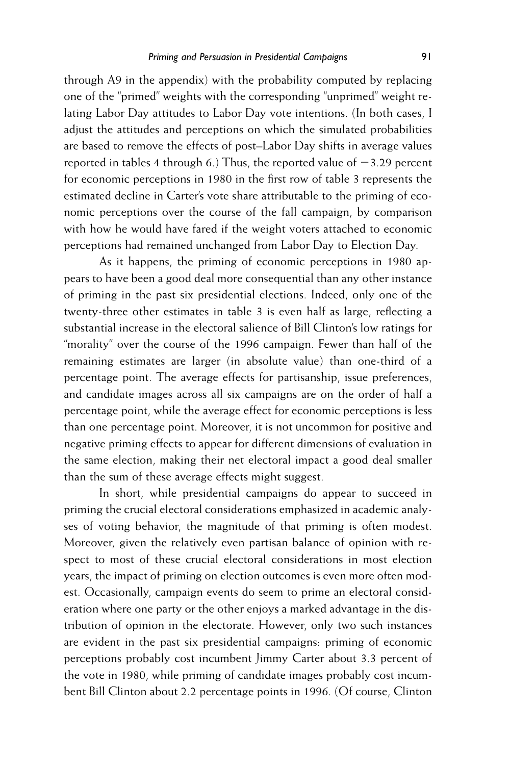through A9 in the appendix) with the probability computed by replacing one of the "primed" weights with the corresponding "unprimed" weight relating Labor Day attitudes to Labor Day vote intentions. (In both cases, I adjust the attitudes and perceptions on which the simulated probabilities are based to remove the effects of post–Labor Day shifts in average values reported in tables 4 through 6.) Thus, the reported value of −3.29 percent for economic perceptions in 1980 in the first row of table 3 represents the estimated decline in Carter's vote share attributable to the priming of economic perceptions over the course of the fall campaign, by comparison with how he would have fared if the weight voters attached to economic perceptions had remained unchanged from Labor Day to Election Day.

As it happens, the priming of economic perceptions in 1980 appears to have been a good deal more consequential than any other instance of priming in the past six presidential elections. Indeed, only one of the twenty-three other estimates in table 3 is even half as large, reflecting a substantial increase in the electoral salience of Bill Clinton's low ratings for "morality" over the course of the 1996 campaign. Fewer than half of the remaining estimates are larger (in absolute value) than one-third of a percentage point. The average effects for partisanship, issue preferences, and candidate images across all six campaigns are on the order of half a percentage point, while the average effect for economic perceptions is less than one percentage point. Moreover, it is not uncommon for positive and negative priming effects to appear for different dimensions of evaluation in the same election, making their net electoral impact a good deal smaller than the sum of these average effects might suggest.

In short, while presidential campaigns do appear to succeed in priming the crucial electoral considerations emphasized in academic analyses of voting behavior, the magnitude of that priming is often modest. Moreover, given the relatively even partisan balance of opinion with respect to most of these crucial electoral considerations in most election years, the impact of priming on election outcomes is even more often modest. Occasionally, campaign events do seem to prime an electoral consideration where one party or the other enjoys a marked advantage in the distribution of opinion in the electorate. However, only two such instances are evident in the past six presidential campaigns: priming of economic perceptions probably cost incumbent Jimmy Carter about 3.3 percent of the vote in 1980, while priming of candidate images probably cost incumbent Bill Clinton about 2.2 percentage points in 1996. (Of course, Clinton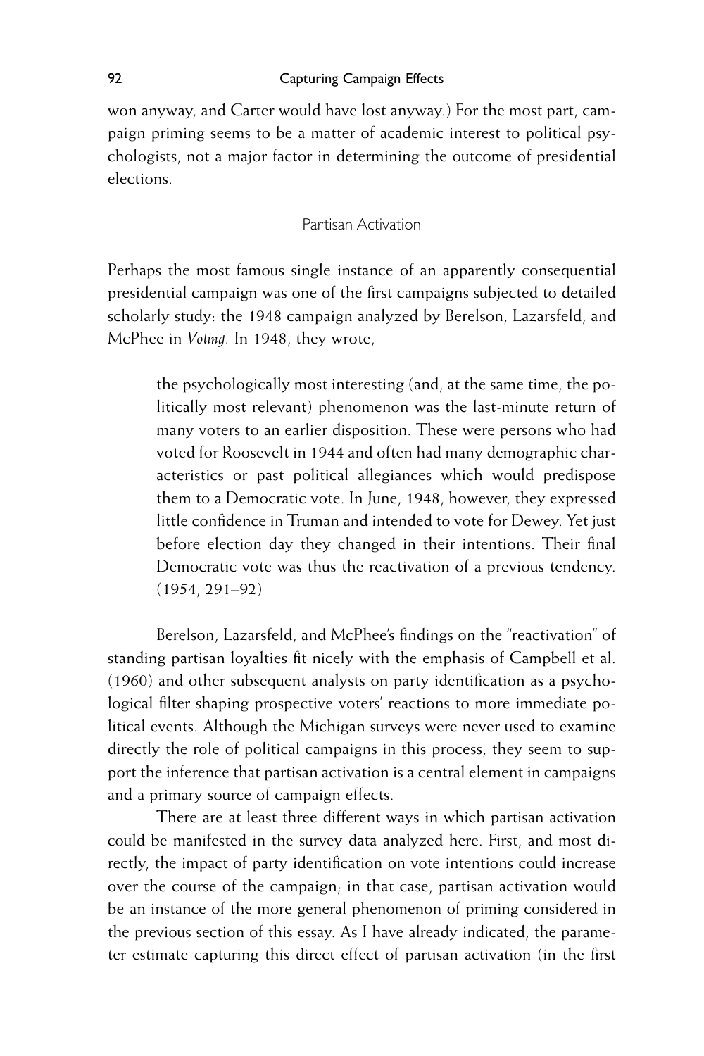won anyway, and Carter would have lost anyway.) For the most part, campaign priming seems to be a matter of academic interest to political psychologists, not a major factor in determining the outcome of presidential elections.

## Partisan Activation

Perhaps the most famous single instance of an apparently consequential presidential campaign was one of the first campaigns subjected to detailed scholarly study: the 1948 campaign analyzed by Berelson, Lazarsfeld, and McPhee in *Voting.* In 1948, they wrote,

> the psychologically most interesting (and, at the same time, the politically most relevant) phenomenon was the last-minute return of many voters to an earlier disposition. These were persons who had voted for Roosevelt in 1944 and often had many demographic characteristics or past political allegiances which would predispose them to a Democratic vote. In June, 1948, however, they expressed little confidence in Truman and intended to vote for Dewey. Yet just before election day they changed in their intentions. Their final Democratic vote was thus the reactivation of a previous tendency. (1954, 291–92)

Berelson, Lazarsfeld, and McPhee's findings on the "reactivation" of standing partisan loyalties fit nicely with the emphasis of Campbell et al. (1960) and other subsequent analysts on party identification as a psychological filter shaping prospective voters' reactions to more immediate political events. Although the Michigan surveys were never used to examine directly the role of political campaigns in this process, they seem to support the inference that partisan activation is a central element in campaigns and a primary source of campaign effects.

There are at least three different ways in which partisan activation could be manifested in the survey data analyzed here. First, and most directly, the impact of party identification on vote intentions could increase over the course of the campaign; in that case, partisan activation would be an instance of the more general phenomenon of priming considered in the previous section of this essay. As I have already indicated, the parameter estimate capturing this direct effect of partisan activation (in the first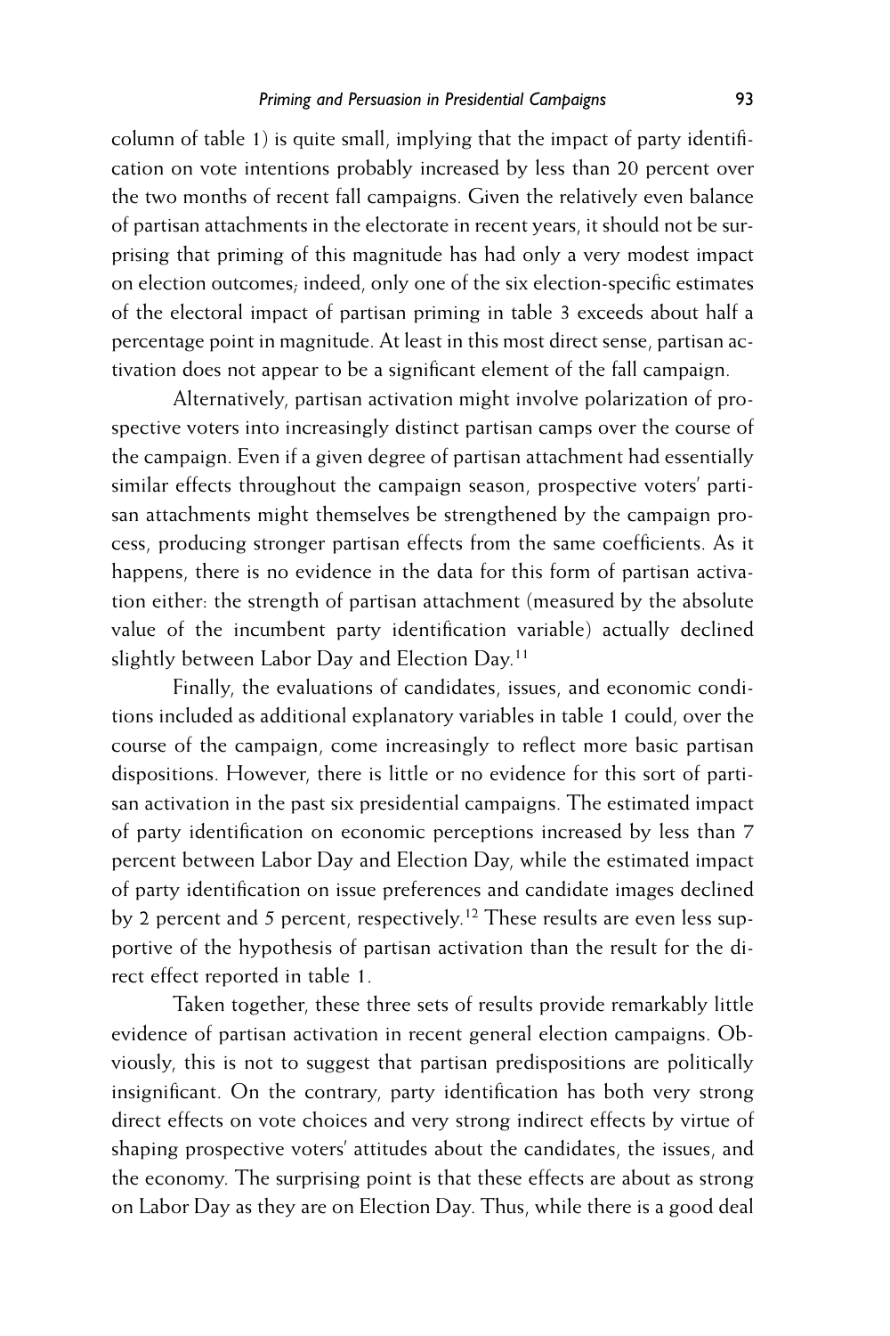column of table 1) is quite small, implying that the impact of party identification on vote intentions probably increased by less than 20 percent over the two months of recent fall campaigns. Given the relatively even balance of partisan attachments in the electorate in recent years, it should not be surprising that priming of this magnitude has had only a very modest impact on election outcomes; indeed, only one of the six election-specific estimates of the electoral impact of partisan priming in table 3 exceeds about half a percentage point in magnitude. At least in this most direct sense, partisan activation does not appear to be a significant element of the fall campaign.

Alternatively, partisan activation might involve polarization of prospective voters into increasingly distinct partisan camps over the course of the campaign. Even if a given degree of partisan attachment had essentially similar effects throughout the campaign season, prospective voters' partisan attachments might themselves be strengthened by the campaign process, producing stronger partisan effects from the same coefficients. As it happens, there is no evidence in the data for this form of partisan activation either: the strength of partisan attachment (measured by the absolute value of the incumbent party identification variable) actually declined slightly between Labor Day and Election Day.[11]

Finally, the evaluations of candidates, issues, and economic conditions included as additional explanatory variables in table 1 could, over the course of the campaign, come increasingly to reflect more basic partisan dispositions. However, there is little or no evidence for this sort of partisan activation in the past six presidential campaigns. The estimated impact of party identification on economic perceptions increased by less than 7 percent between Labor Day and Election Day, while the estimated impact of party identification on issue preferences and candidate images declined by 2 percent and 5 percent, respectively.[12] These results are even less supportive of the hypothesis of partisan activation than the result for the direct effect reported in table 1.

Taken together, these three sets of results provide remarkably little evidence of partisan activation in recent general election campaigns. Obviously, this is not to suggest that partisan predispositions are politically insignificant. On the contrary, party identification has both very strong direct effects on vote choices and very strong indirect effects by virtue of shaping prospective voters' attitudes about the candidates, the issues, and the economy. The surprising point is that these effects are about as strong on Labor Day as they are on Election Day. Thus, while there is a good deal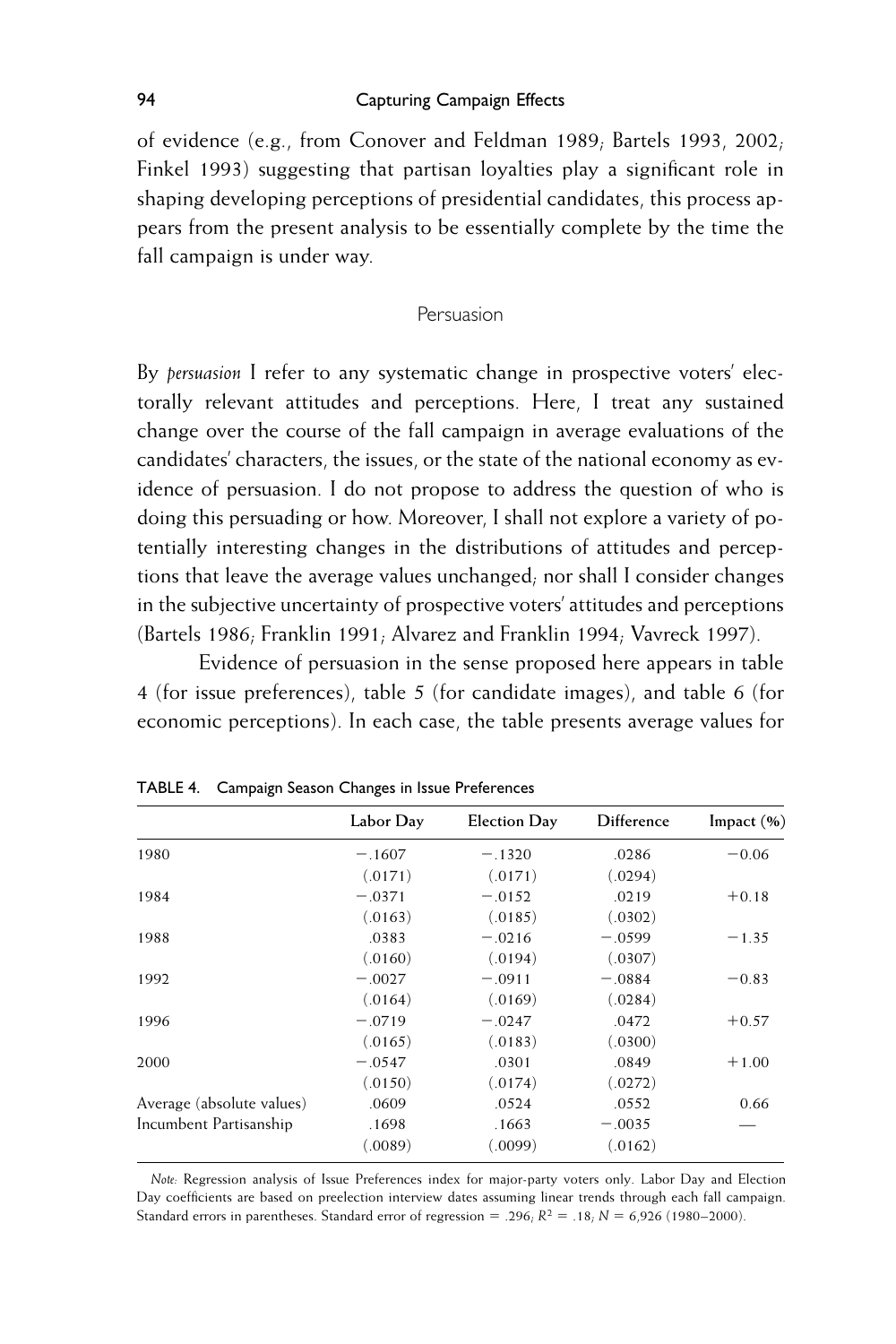of evidence (e.g., from Conover and Feldman 1989; Bartels 1993, 2002; Finkel 1993) suggesting that partisan loyalties play a significant role in shaping developing perceptions of presidential candidates, this process appears from the present analysis to be essentially complete by the time the fall campaign is under way.

## Persuasion

By *persuasion* I refer to any systematic change in prospective voters' electorally relevant attitudes and perceptions. Here, I treat any sustained change over the course of the fall campaign in average evaluations of the candidates' characters, the issues, or the state of the national economy as evidence of persuasion. I do not propose to address the question of who is doing this persuading or how. Moreover, I shall not explore a variety of potentially interesting changes in the distributions of attitudes and perceptions that leave the average values unchanged; nor shall I consider changes in the subjective uncertainty of prospective voters' attitudes and perceptions (Bartels 1986; Franklin 1991; Alvarez and Franklin 1994; Vavreck 1997).

Evidence of persuasion in the sense proposed here appears in table 4 (for issue preferences), table 5 (for candidate images), and table 6 (for economic perceptions). In each case, the table presents average values for

TABLE 4. Campaign Season Changes in Issue Preferences

| | Labor Day | Election Day | Difference | Impact (%) |
|---|---|---|---|---|
| 1980 | −.1607 | −.1320 | .0286 | −0.06 |
| | (.0171) | (.0171) | (.0294) | |
| 1984 | −.0371 | −.0152 | .0219 | +0.18 |
| | (.0163) | (.0185) | (.0302) | |
| 1988 | .0383 | −.0216 | −.0599 | −1.35 |
| | (.0160) | (.0194) | (.0307) | |
| 1992 | −.0027 | −.0911 | −.0884 | −0.83 |
| | (.0164) | (.0169) | (.0284) | |
| 1996 | −.0719 | −.0247 | .0472 | +0.57 |
| | (.0165) | (.0183) | (.0300) | |
| 2000 | −.0547 | .0301 | .0849 | +1.00 |
| | (.0150) | (.0174) | (.0272) | |
| Average (absolute values) | .0609 | .0524 | .0552 | 0.66 |
| Incumbent Partisanship | .1698 | .1663 | −.0035 | — |
| | (.0089) | (.0099) | (.0162) | |

*Note:* Regression analysis of Issue Preferences index for major-party voters only. Labor Day and Election Day coefficients are based on preelection interview dates assuming linear trends through each fall campaign. Standard errors in parentheses. Standard error of regression = .296; $R^2$ = .18; $N$ = 6,926 (1980–2000).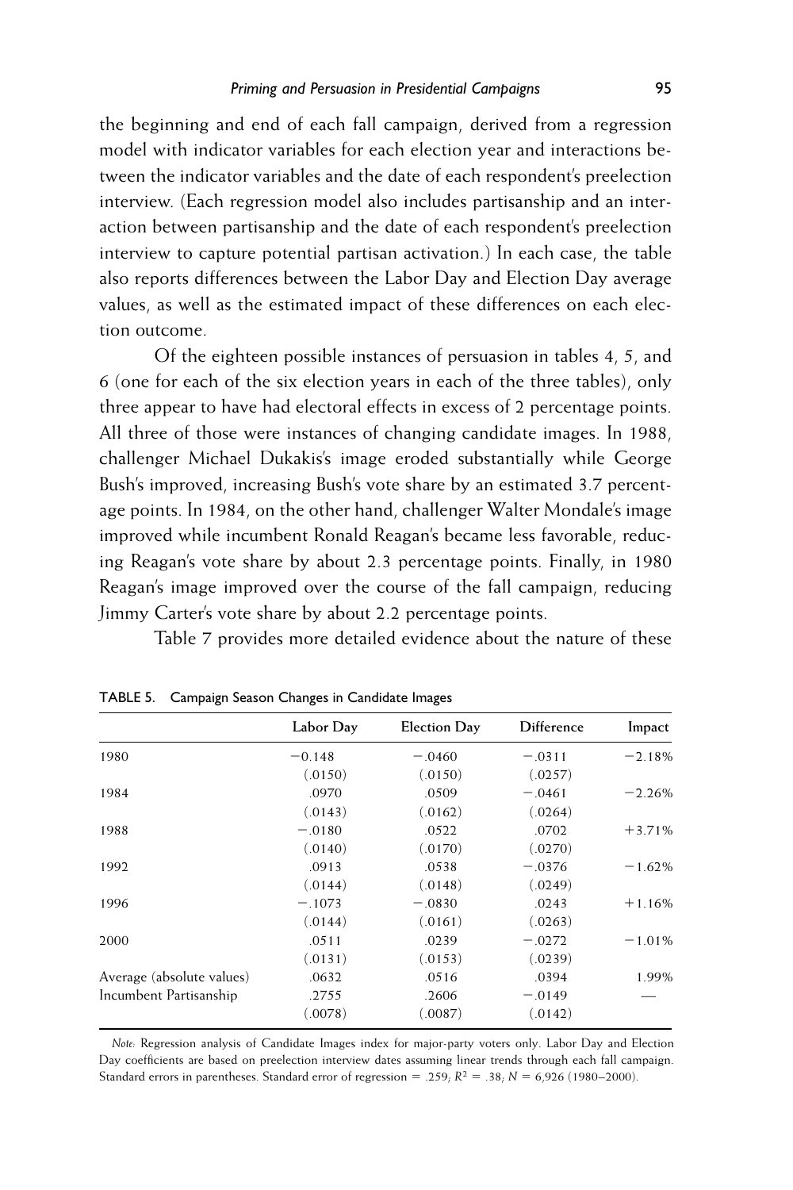the beginning and end of each fall campaign, derived from a regression model with indicator variables for each election year and interactions between the indicator variables and the date of each respondent's preelection interview. (Each regression model also includes partisanship and an interaction between partisanship and the date of each respondent's preelection interview to capture potential partisan activation.) In each case, the table also reports differences between the Labor Day and Election Day average values, as well as the estimated impact of these differences on each election outcome.

Of the eighteen possible instances of persuasion in tables 4, 5, and 6 (one for each of the six election years in each of the three tables), only three appear to have had electoral effects in excess of 2 percentage points. All three of those were instances of changing candidate images. In 1988, challenger Michael Dukakis's image eroded substantially while George Bush's improved, increasing Bush's vote share by an estimated 3.7 percentage points. In 1984, on the other hand, challenger Walter Mondale's image improved while incumbent Ronald Reagan's became less favorable, reducing Reagan's vote share by about 2.3 percentage points. Finally, in 1980 Reagan's image improved over the course of the fall campaign, reducing Jimmy Carter's vote share by about 2.2 percentage points.

Table 7 provides more detailed evidence about the nature of these

TABLE 5. Campaign Season Changes in Candidate Images

| | Labor Day | Election Day | Difference | Impact |
|---|---|---|---|---|
| 1980 | −0.148 | −.0460 | −.0311 | −2.18% |
| | (.0150) | (.0150) | (.0257) | |
| 1984 | .0970 | .0509 | −.0461 | −2.26% |
| | (.0143) | (.0162) | (.0264) | |
| 1988 | −.0180 | .0522 | .0702 | +3.71% |
| | (.0140) | (.0170) | (.0270) | |
| 1992 | .0913 | .0538 | −.0376 | −1.62% |
| | (.0144) | (.0148) | (.0249) | |
| 1996 | −.1073 | −.0830 | .0243 | +1.16% |
| | (.0144) | (.0161) | (.0263) | |
| 2000 | .0511 | .0239 | −.0272 | −1.01% |
| | (.0131) | (.0153) | (.0239) | |
| Average (absolute values) | .0632 | .0516 | .0394 | 1.99% |
| Incumbent Partisanship | .2755 | .2606 | −.0149 | — |
| | (.0078) | (.0087) | (.0142) | |

*Note:* Regression analysis of Candidate Images index for major-party voters only. Labor Day and Election Day coefficients are based on preelection interview dates assuming linear trends through each fall campaign. Standard errors in parentheses. Standard error of regression = .259; $R^2$ = .38; $N$ = 6,926 (1980–2000).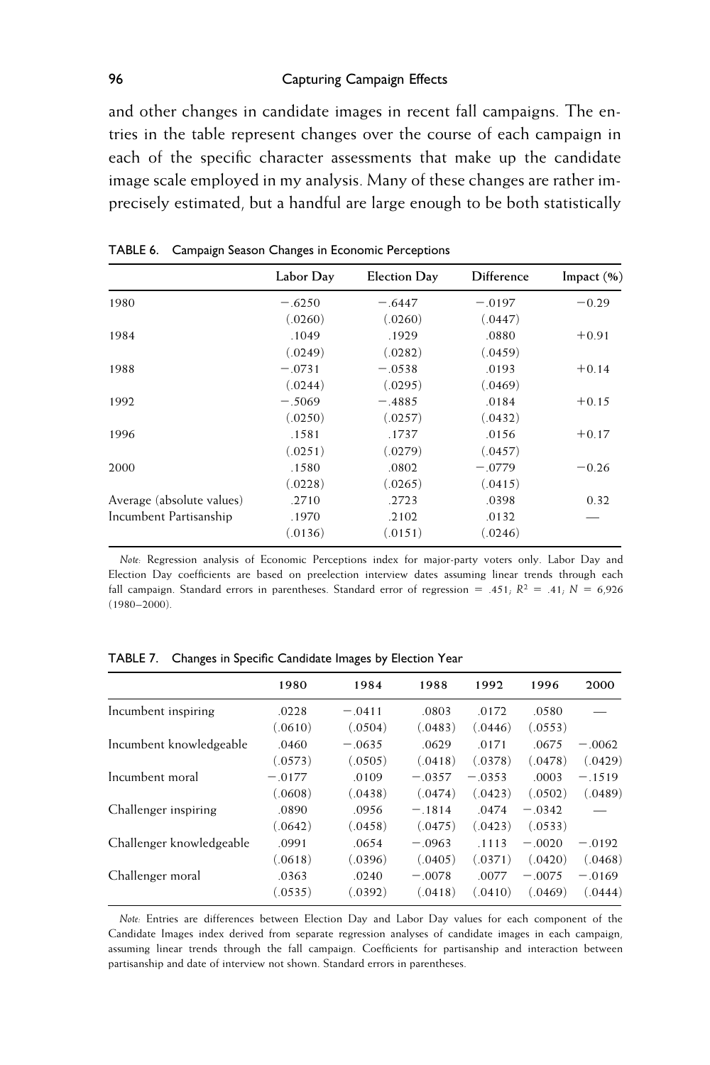and other changes in candidate images in recent fall campaigns. The entries in the table represent changes over the course of each campaign in each of the specific character assessments that make up the candidate image scale employed in my analysis. Many of these changes are rather imprecisely estimated, but a handful are large enough to be both statistically

TABLE 6. Campaign Season Changes in Economic Perceptions

| | Labor Day | Election Day | Difference | Impact (%) |
|---|---|---|---|---|
| 1980 | −.6250 | −.6447 | −.0197 | −0.29 |
| | (.0260) | (.0260) | (.0447) | |
| 1984 | .1049 | .1929 | .0880 | +0.91 |
| | (.0249) | (.0282) | (.0459) | |
| 1988 | −.0731 | −.0538 | .0193 | +0.14 |
| | (.0244) | (.0295) | (.0469) | |
| 1992 | −.5069 | −.4885 | .0184 | +0.15 |
| | (.0250) | (.0257) | (.0432) | |
| 1996 | .1581 | .1737 | .0156 | +0.17 |
| | (.0251) | (.0279) | (.0457) | |
| 2000 | .1580 | .0802 | −.0779 | −0.26 |
| | (.0228) | (.0265) | (.0415) | |
| Average (absolute values) | .2710 | .2723 | .0398 | 0.32 |
| Incumbent Partisanship | .1970 | .2102 | .0132 | — |
| | (.0136) | (.0151) | (.0246) | |

*Note:* Regression analysis of Economic Perceptions index for major-party voters only. Labor Day and Election Day coefficients are based on preelection interview dates assuming linear trends through each fall campaign. Standard errors in parentheses. Standard error of regression = .451; $R^2$ = .41; $N$ = 6,926 (1980–2000).

TABLE 7. Changes in Specific Candidate Images by Election Year

| | 1980 | 1984 | 1988 | 1992 | 1996 | 2000 |
|---|---|---|---|---|---|---|
| Incumbent inspiring | .0228 | −.0411 | .0803 | .0172 | .0580 | — |
| | (.0610) | (.0504) | (.0483) | (.0446) | (.0553) | |
| Incumbent knowledgeable | .0460 | −.0635 | .0629 | .0171 | .0675 | −.0062 |
| | (.0573) | (.0505) | (.0418) | (.0378) | (.0478) | (.0429) |
| Incumbent moral | −.0177 | .0109 | −.0357 | −.0353 | .0003 | −.1519 |
| | (.0608) | (.0438) | (.0474) | (.0423) | (.0502) | (.0489) |
| Challenger inspiring | .0890 | .0956 | −.1814 | .0474 | −.0342 | — |
| | (.0642) | (.0458) | (.0475) | (.0423) | (.0533) | |
| Challenger knowledgeable | .0991 | .0654 | −.0963 | .1113 | −.0020 | −.0192 |
| | (.0618) | (.0396) | (.0405) | (.0371) | (.0420) | (.0468) |
| Challenger moral | .0363 | .0240 | −.0078 | .0077 | −.0075 | −.0169 |
| | (.0535) | (.0392) | (.0418) | (.0410) | (.0469) | (.0444) |

*Note:* Entries are differences between Election Day and Labor Day values for each component of the Candidate Images index derived from separate regression analyses of candidate images in each campaign, assuming linear trends through the fall campaign. Coefficients for partisanship and interaction between partisanship and date of interview not shown. Standard errors in parentheses.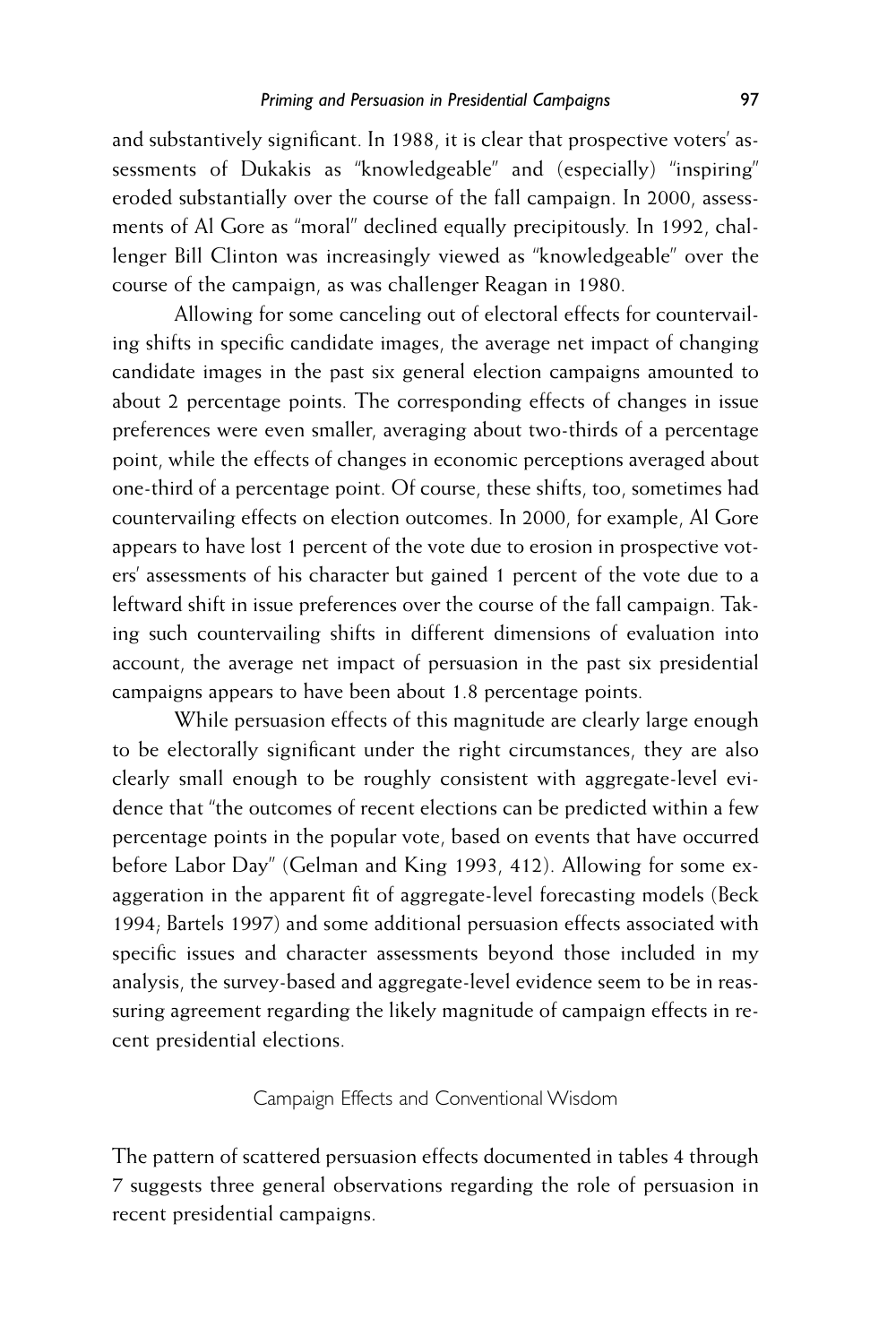and substantively significant. In 1988, it is clear that prospective voters' assessments of Dukakis as "knowledgeable" and (especially) "inspiring" eroded substantially over the course of the fall campaign. In 2000, assessments of Al Gore as "moral" declined equally precipitously. In 1992, challenger Bill Clinton was increasingly viewed as "knowledgeable" over the course of the campaign, as was challenger Reagan in 1980.

Allowing for some canceling out of electoral effects for countervailing shifts in specific candidate images, the average net impact of changing candidate images in the past six general election campaigns amounted to about 2 percentage points. The corresponding effects of changes in issue preferences were even smaller, averaging about two-thirds of a percentage point, while the effects of changes in economic perceptions averaged about one-third of a percentage point. Of course, these shifts, too, sometimes had countervailing effects on election outcomes. In 2000, for example, Al Gore appears to have lost 1 percent of the vote due to erosion in prospective voters' assessments of his character but gained 1 percent of the vote due to a leftward shift in issue preferences over the course of the fall campaign. Taking such countervailing shifts in different dimensions of evaluation into account, the average net impact of persuasion in the past six presidential campaigns appears to have been about 1.8 percentage points.

While persuasion effects of this magnitude are clearly large enough to be electorally significant under the right circumstances, they are also clearly small enough to be roughly consistent with aggregate-level evidence that "the outcomes of recent elections can be predicted within a few percentage points in the popular vote, based on events that have occurred before Labor Day" (Gelman and King 1993, 412). Allowing for some exaggeration in the apparent fit of aggregate-level forecasting models (Beck 1994; Bartels 1997) and some additional persuasion effects associated with specific issues and character assessments beyond those included in my analysis, the survey-based and aggregate-level evidence seem to be in reassuring agreement regarding the likely magnitude of campaign effects in recent presidential elections.

## Campaign Effects and Conventional Wisdom

The pattern of scattered persuasion effects documented in tables 4 through 7 suggests three general observations regarding the role of persuasion in recent presidential campaigns.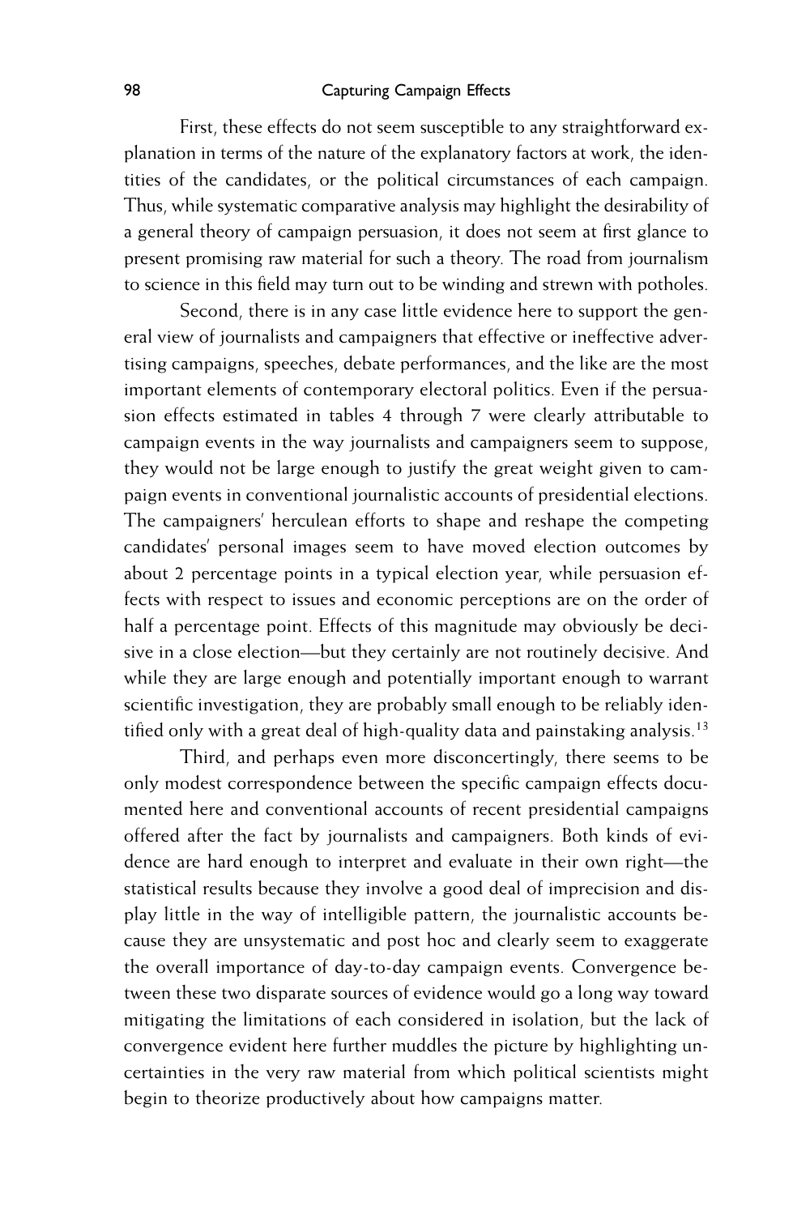First, these effects do not seem susceptible to any straightforward explanation in terms of the nature of the explanatory factors at work, the identities of the candidates, or the political circumstances of each campaign. Thus, while systematic comparative analysis may highlight the desirability of a general theory of campaign persuasion, it does not seem at first glance to present promising raw material for such a theory. The road from journalism to science in this field may turn out to be winding and strewn with potholes.

Second, there is in any case little evidence here to support the general view of journalists and campaigners that effective or ineffective advertising campaigns, speeches, debate performances, and the like are the most important elements of contemporary electoral politics. Even if the persuasion effects estimated in tables 4 through 7 were clearly attributable to campaign events in the way journalists and campaigners seem to suppose, they would not be large enough to justify the great weight given to campaign events in conventional journalistic accounts of presidential elections. The campaigners' herculean efforts to shape and reshape the competing candidates' personal images seem to have moved election outcomes by about 2 percentage points in a typical election year, while persuasion effects with respect to issues and economic perceptions are on the order of half a percentage point. Effects of this magnitude may obviously be decisive in a close election—but they certainly are not routinely decisive. And while they are large enough and potentially important enough to warrant scientific investigation, they are probably small enough to be reliably identified only with a great deal of high-quality data and painstaking analysis.[13]

Third, and perhaps even more disconcertingly, there seems to be only modest correspondence between the specific campaign effects documented here and conventional accounts of recent presidential campaigns offered after the fact by journalists and campaigners. Both kinds of evidence are hard enough to interpret and evaluate in their own right—the statistical results because they involve a good deal of imprecision and display little in the way of intelligible pattern, the journalistic accounts because they are unsystematic and post hoc and clearly seem to exaggerate the overall importance of day-to-day campaign events. Convergence between these two disparate sources of evidence would go a long way toward mitigating the limitations of each considered in isolation, but the lack of convergence evident here further muddles the picture by highlighting uncertainties in the very raw material from which political scientists might begin to theorize productively about how campaigns matter.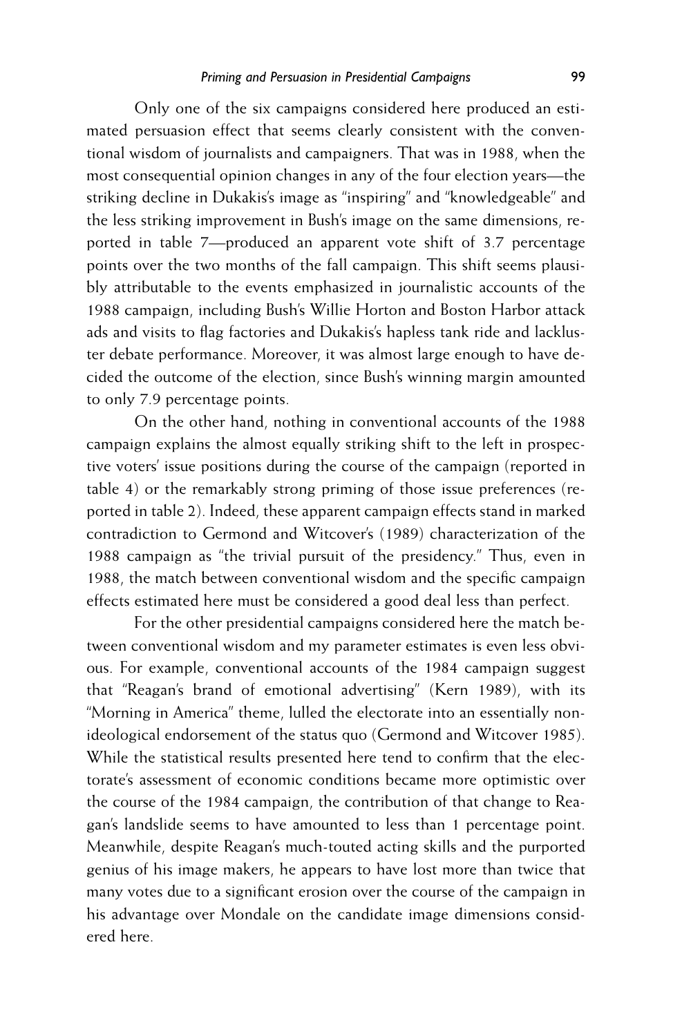Only one of the six campaigns considered here produced an estimated persuasion effect that seems clearly consistent with the conventional wisdom of journalists and campaigners. That was in 1988, when the most consequential opinion changes in any of the four election years—the striking decline in Dukakis's image as "inspiring" and "knowledgeable" and the less striking improvement in Bush's image on the same dimensions, reported in table 7—produced an apparent vote shift of 3.7 percentage points over the two months of the fall campaign. This shift seems plausibly attributable to the events emphasized in journalistic accounts of the 1988 campaign, including Bush's Willie Horton and Boston Harbor attack ads and visits to flag factories and Dukakis's hapless tank ride and lackluster debate performance. Moreover, it was almost large enough to have decided the outcome of the election, since Bush's winning margin amounted to only 7.9 percentage points.

On the other hand, nothing in conventional accounts of the 1988 campaign explains the almost equally striking shift to the left in prospective voters' issue positions during the course of the campaign (reported in table 4) or the remarkably strong priming of those issue preferences (reported in table 2). Indeed, these apparent campaign effects stand in marked contradiction to Germond and Witcover's (1989) characterization of the 1988 campaign as "the trivial pursuit of the presidency." Thus, even in 1988, the match between conventional wisdom and the specific campaign effects estimated here must be considered a good deal less than perfect.

For the other presidential campaigns considered here the match between conventional wisdom and my parameter estimates is even less obvious. For example, conventional accounts of the 1984 campaign suggest that "Reagan's brand of emotional advertising" (Kern 1989), with its "Morning in America" theme, lulled the electorate into an essentially nonideological endorsement of the status quo (Germond and Witcover 1985). While the statistical results presented here tend to confirm that the electorate's assessment of economic conditions became more optimistic over the course of the 1984 campaign, the contribution of that change to Reagan's landslide seems to have amounted to less than 1 percentage point. Meanwhile, despite Reagan's much-touted acting skills and the purported genius of his image makers, he appears to have lost more than twice that many votes due to a significant erosion over the course of the campaign in his advantage over Mondale on the candidate image dimensions considered here.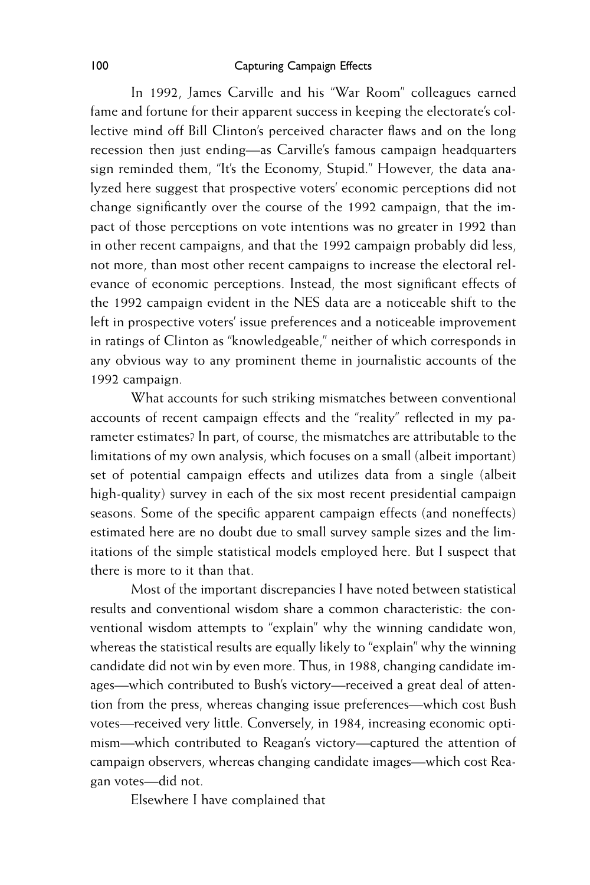In 1992, James Carville and his "War Room" colleagues earned fame and fortune for their apparent success in keeping the electorate's collective mind off Bill Clinton's perceived character flaws and on the long recession then just ending—as Carville's famous campaign headquarters sign reminded them, "It's the Economy, Stupid." However, the data analyzed here suggest that prospective voters' economic perceptions did not change significantly over the course of the 1992 campaign, that the impact of those perceptions on vote intentions was no greater in 1992 than in other recent campaigns, and that the 1992 campaign probably did less, not more, than most other recent campaigns to increase the electoral relevance of economic perceptions. Instead, the most significant effects of the 1992 campaign evident in the NES data are a noticeable shift to the left in prospective voters' issue preferences and a noticeable improvement in ratings of Clinton as "knowledgeable," neither of which corresponds in any obvious way to any prominent theme in journalistic accounts of the 1992 campaign.

What accounts for such striking mismatches between conventional accounts of recent campaign effects and the "reality" reflected in my parameter estimates? In part, of course, the mismatches are attributable to the limitations of my own analysis, which focuses on a small (albeit important) set of potential campaign effects and utilizes data from a single (albeit high-quality) survey in each of the six most recent presidential campaign seasons. Some of the specific apparent campaign effects (and noneffects) estimated here are no doubt due to small survey sample sizes and the limitations of the simple statistical models employed here. But I suspect that there is more to it than that.

Most of the important discrepancies I have noted between statistical results and conventional wisdom share a common characteristic: the conventional wisdom attempts to "explain" why the winning candidate won, whereas the statistical results are equally likely to "explain" why the winning candidate did not win by even more. Thus, in 1988, changing candidate images—which contributed to Bush's victory—received a great deal of attention from the press, whereas changing issue preferences—which cost Bush votes—received very little. Conversely, in 1984, increasing economic optimism—which contributed to Reagan's victory—captured the attention of campaign observers, whereas changing candidate images—which cost Reagan votes—did not.

Elsewhere I have complained that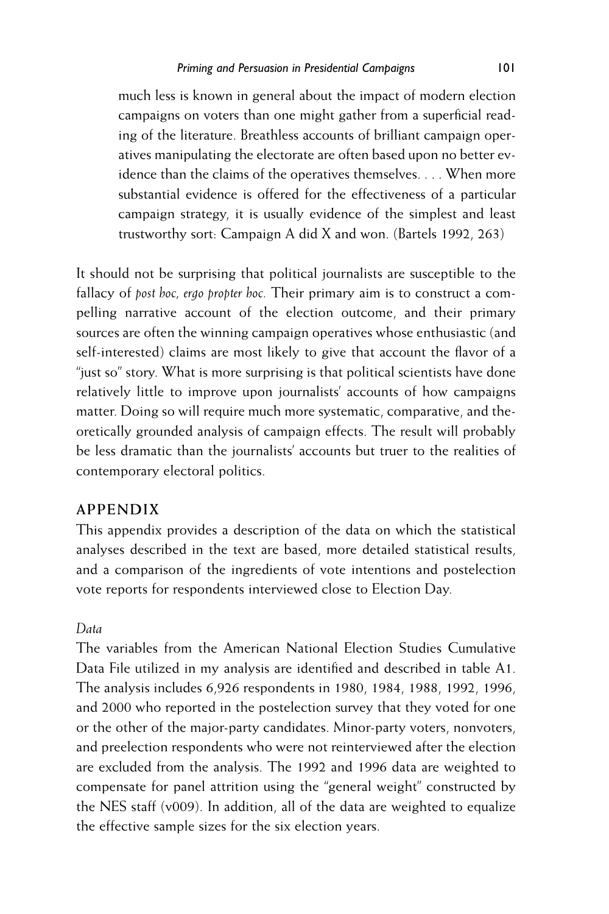> much less is known in general about the impact of modern election campaigns on voters than one might gather from a superficial reading of the literature. Breathless accounts of brilliant campaign operatives manipulating the electorate are often based upon no better evidence than the claims of the operatives themselves. . . . When more substantial evidence is offered for the effectiveness of a particular campaign strategy, it is usually evidence of the simplest and least trustworthy sort: Campaign A did X and won. (Bartels 1992, 263)

It should not be surprising that political journalists are susceptible to the fallacy of *post hoc, ergo propter hoc.* Their primary aim is to construct a compelling narrative account of the election outcome, and their primary sources are often the winning campaign operatives whose enthusiastic (and self-interested) claims are most likely to give that account the flavor of a "just so" story. What is more surprising is that political scientists have done relatively little to improve upon journalists' accounts of how campaigns matter. Doing so will require much more systematic, comparative, and theoretically grounded analysis of campaign effects. The result will probably be less dramatic than the journalists' accounts but truer to the realities of contemporary electoral politics.

## APPENDIX

This appendix provides a description of the data on which the statistical analyses described in the text are based, more detailed statistical results, and a comparison of the ingredients of vote intentions and postelection vote reports for respondents interviewed close to Election Day.

### *Data*

The variables from the American National Election Studies Cumulative Data File utilized in my analysis are identified and described in table A1. The analysis includes 6,926 respondents in 1980, 1984, 1988, 1992, 1996, and 2000 who reported in the postelection survey that they voted for one or the other of the major-party candidates. Minor-party voters, nonvoters, and preelection respondents who were not reinterviewed after the election are excluded from the analysis. The 1992 and 1996 data are weighted to compensate for panel attrition using the "general weight" constructed by the NES staff (v009). In addition, all of the data are weighted to equalize the effective sample sizes for the six election years.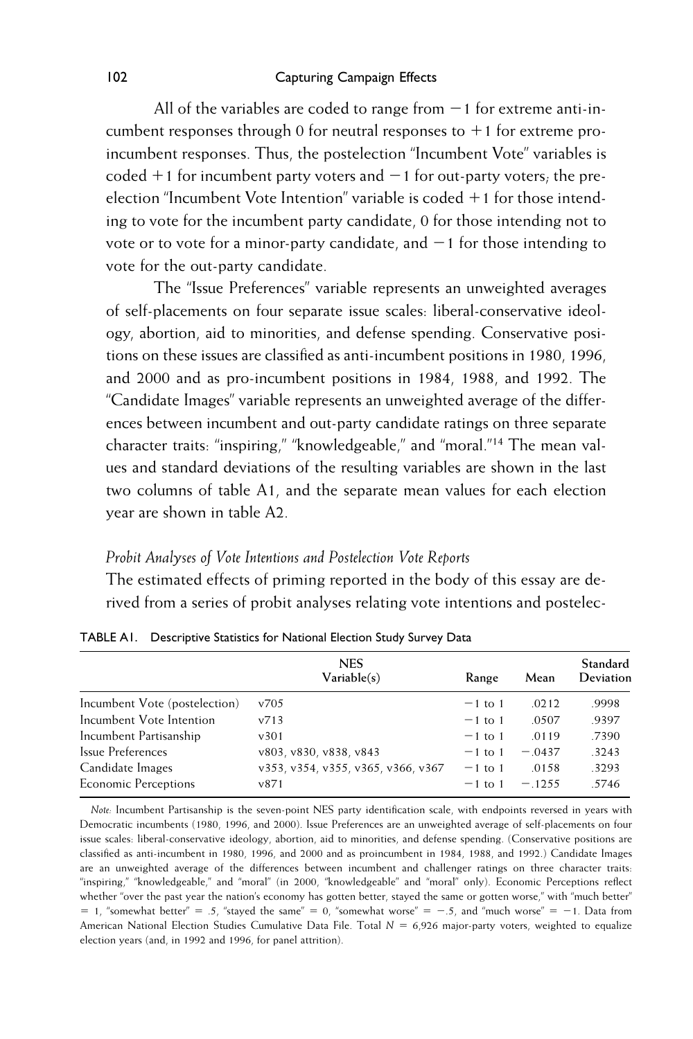All of the variables are coded to range from −1 for extreme anti-incumbent responses through 0 for neutral responses to +1 for extreme pro-incumbent responses. Thus, the postelection "Incumbent Vote" variables is coded +1 for incumbent party voters and −1 for out-party voters; the pre-election "Incumbent Vote Intention" variable is coded +1 for those intending to vote for the incumbent party candidate, 0 for those intending not to vote or to vote for a minor-party candidate, and −1 for those intending to vote for the out-party candidate.

The "Issue Preferences" variable represents an unweighted averages of self-placements on four separate issue scales: liberal-conservative ideology, abortion, aid to minorities, and defense spending. Conservative positions on these issues are classified as anti-incumbent positions in 1980, 1996, and 2000 and as pro-incumbent positions in 1984, 1988, and 1992. The "Candidate Images" variable represents an unweighted average of the differences between incumbent and out-party candidate ratings on three separate character traits: "inspiring," "knowledgeable," and "moral."[14] The mean values and standard deviations of the resulting variables are shown in the last two columns of table A1, and the separate mean values for each election year are shown in table A2.

### *Probit Analyses of Vote Intentions and Postelection Vote Reports*

The estimated effects of priming reported in the body of this essay are derived from a series of probit analyses relating vote intentions and postelec-

**TABLE A1.** Descriptive Statistics for National Election Study Survey Data

| | NES Variable(s) | Range | Mean | Standard Deviation |
|---|---|---|---|---|
| Incumbent Vote (postelection) | v705 | −1 to 1 | .0212 | .9998 |
| Incumbent Vote Intention | v713 | −1 to 1 | .0507 | .9397 |
| Incumbent Partisanship | v301 | −1 to 1 | .0119 | .7390 |
| Issue Preferences | v803, v830, v838, v843 | −1 to 1 | −.0437 | .3243 |
| Candidate Images | v353, v354, v355, v365, v366, v367 | −1 to 1 | .0158 | .3293 |
| Economic Perceptions | v871 | −1 to 1 | −.1255 | .5746 |

*Note:* Incumbent Partisanship is the seven-point NES party identification scale, with endpoints reversed in years with Democratic incumbents (1980, 1996, and 2000). Issue Preferences are an unweighted average of self-placements on four issue scales: liberal-conservative ideology, abortion, aid to minorities, and defense spending. (Conservative positions are classified as anti-incumbent in 1980, 1996, and 2000 and as proincumbent in 1984, 1988, and 1992.) Candidate Images are an unweighted average of the differences between incumbent and challenger ratings on three character traits: "inspiring," "knowledgeable," and "moral" (in 2000, "knowledgeable" and "moral" only). Economic Perceptions reflect whether "over the past year the nation's economy has gotten better, stayed the same or gotten worse," with "much better" = 1, "somewhat better" = .5, "stayed the same" = 0, "somewhat worse" = −.5, and "much worse" = −1. Data from American National Election Studies Cumulative Data File. Total $N$ = 6,926 major-party voters, weighted to equalize election years (and, in 1992 and 1996, for panel attrition).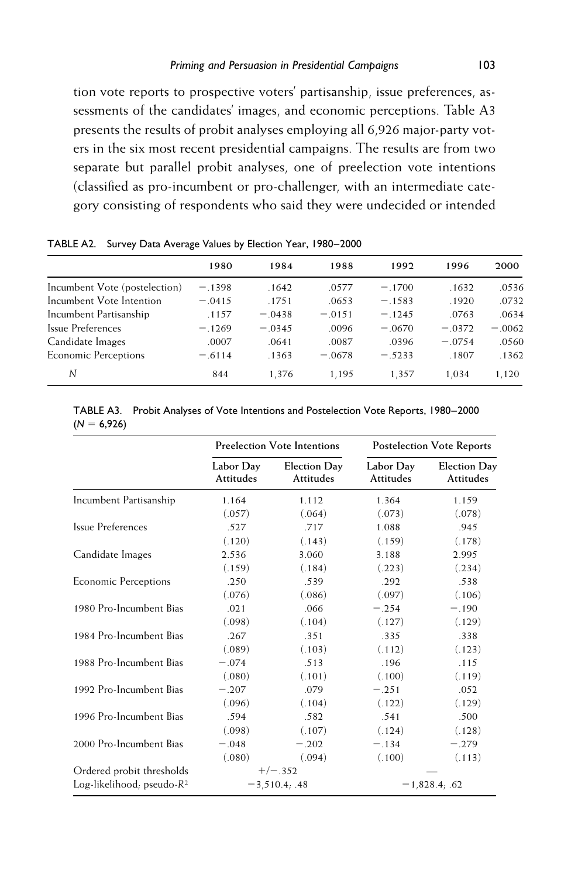tion vote reports to prospective voters' partisanship, issue preferences, assessments of the candidates' images, and economic perceptions. Table A3 presents the results of probit analyses employing all 6,926 major-party voters in the six most recent presidential campaigns. The results are from two separate but parallel probit analyses, one of preelection vote intentions (classified as pro-incumbent or pro-challenger, with an intermediate category consisting of respondents who said they were undecided or intended

TABLE A2. Survey Data Average Values by Election Year, 1980–2000

| | 1980 | 1984 | 1988 | 1992 | 1996 | 2000 |
|---|---|---|---|---|---|---|
| Incumbent Vote (postelection) | −.1398 | .1642 | .0577 | −.1700 | .1632 | .0536 |
| Incumbent Vote Intention | −.0415 | .1751 | .0653 | −.1583 | .1920 | .0732 |
| Incumbent Partisanship | .1157 | −.0438 | −.0151 | −.1245 | .0763 | .0634 |
| Issue Preferences | −.1269 | −.0345 | .0096 | −.0670 | −.0372 | −.0062 |
| Candidate Images | .0007 | .0641 | .0087 | .0396 | −.0754 | .0560 |
| Economic Perceptions | −.6114 | .1363 | −.0678 | −.5233 | .1807 | .1362 |
| *N* | 844 | 1,376 | 1,195 | 1,357 | 1,034 | 1,120 |

TABLE A3. Probit Analyses of Vote Intentions and Postelection Vote Reports, 1980–2000 ($N = 6{,}926$)

| | Preelection Vote Intentions | | Postelection Vote Reports | |
|---|---|---|---|---|
| | Labor Day Attitudes | Election Day Attitudes | Labor Day Attitudes | Election Day Attitudes |
| Incumbent Partisanship | 1.164 | 1.112 | 1.364 | 1.159 |
| | (.057) | (.064) | (.073) | (.078) |
| Issue Preferences | .527 | .717 | 1.088 | .945 |
| | (.120) | (.143) | (.159) | (.178) |
| Candidate Images | 2.536 | 3.060 | 3.188 | 2.995 |
| | (.159) | (.184) | (.223) | (.234) |
| Economic Perceptions | .250 | .539 | .292 | .538 |
| | (.076) | (.086) | (.097) | (.106) |
| 1980 Pro-Incumbent Bias | .021 | .066 | −.254 | −.190 |
| | (.098) | (.104) | (.127) | (.129) |
| 1984 Pro-Incumbent Bias | .267 | .351 | .335 | .338 |
| | (.089) | (.103) | (.112) | (.123) |
| 1988 Pro-Incumbent Bias | −.074 | .513 | .196 | .115 |
| | (.080) | (.101) | (.100) | (.119) |
| 1992 Pro-Incumbent Bias | −.207 | .079 | −.251 | .052 |
| | (.096) | (.104) | (.122) | (.129) |
| 1996 Pro-Incumbent Bias | .594 | .582 | .541 | .500 |
| | (.098) | (.107) | (.124) | (.128) |
| 2000 Pro-Incumbent Bias | −.048 | −.202 | −.134 | −.279 |
| | (.080) | (.094) | (.100) | (.113) |
| Ordered probit thresholds | +/−.352 | | — | |
| Log-likelihood; pseudo-$R^2$ | −3,510.4; .48 | | −1,828.4; .62 | |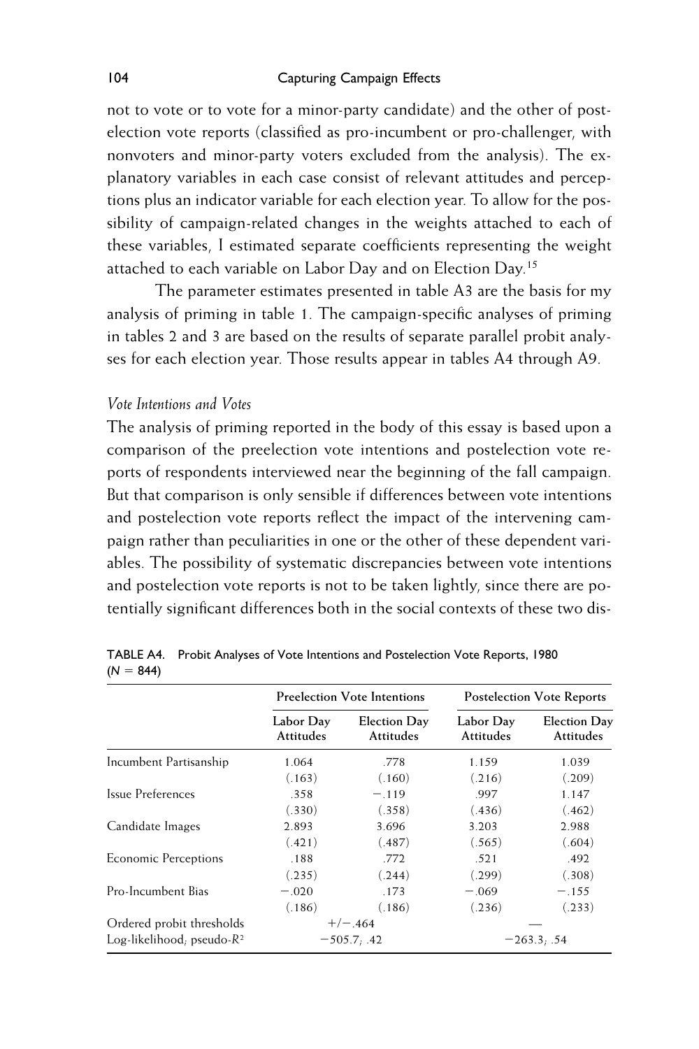not to vote or to vote for a minor-party candidate) and the other of post-election vote reports (classified as pro-incumbent or pro-challenger, with nonvoters and minor-party voters excluded from the analysis). The explanatory variables in each case consist of relevant attitudes and perceptions plus an indicator variable for each election year. To allow for the possibility of campaign-related changes in the weights attached to each of these variables, I estimated separate coefficients representing the weight attached to each variable on Labor Day and on Election Day.[15]

The parameter estimates presented in table A3 are the basis for my analysis of priming in table 1. The campaign-specific analyses of priming in tables 2 and 3 are based on the results of separate parallel probit analyses for each election year. Those results appear in tables A4 through A9.

### *Vote Intentions and Votes*

The analysis of priming reported in the body of this essay is based upon a comparison of the preelection vote intentions and postelection vote reports of respondents interviewed near the beginning of the fall campaign. But that comparison is only sensible if differences between vote intentions and postelection vote reports reflect the impact of the intervening campaign rather than peculiarities in one or the other of these dependent variables. The possibility of systematic discrepancies between vote intentions and postelection vote reports is not to be taken lightly, since there are potentially significant differences both in the social contexts of these two dis-

TABLE A4. Probit Analyses of Vote Intentions and Postelection Vote Reports, 1980 ($N = 844$)

| | Preelection Vote Intentions | | Postelection Vote Reports | |
|---|---|---|---|---|
| | Labor Day Attitudes | Election Day Attitudes | Labor Day Attitudes | Election Day Attitudes |
| Incumbent Partisanship | 1.064 | .778 | 1.159 | 1.039 |
| | (.163) | (.160) | (.216) | (.209) |
| Issue Preferences | .358 | −.119 | .997 | 1.147 |
| | (.330) | (.358) | (.436) | (.462) |
| Candidate Images | 2.893 | 3.696 | 3.203 | 2.988 |
| | (.421) | (.487) | (.565) | (.604) |
| Economic Perceptions | .188 | .772 | .521 | .492 |
| | (.235) | (.244) | (.299) | (.308) |
| Pro-Incumbent Bias | −.020 | .173 | −.069 | −.155 |
| | (.186) | (.186) | (.236) | (.233) |
| Ordered probit thresholds | +/−.464 | | — | |
| Log-likelihood; pseudo-$R^2$ | −505.7; .42 | | −263.3; .54 | |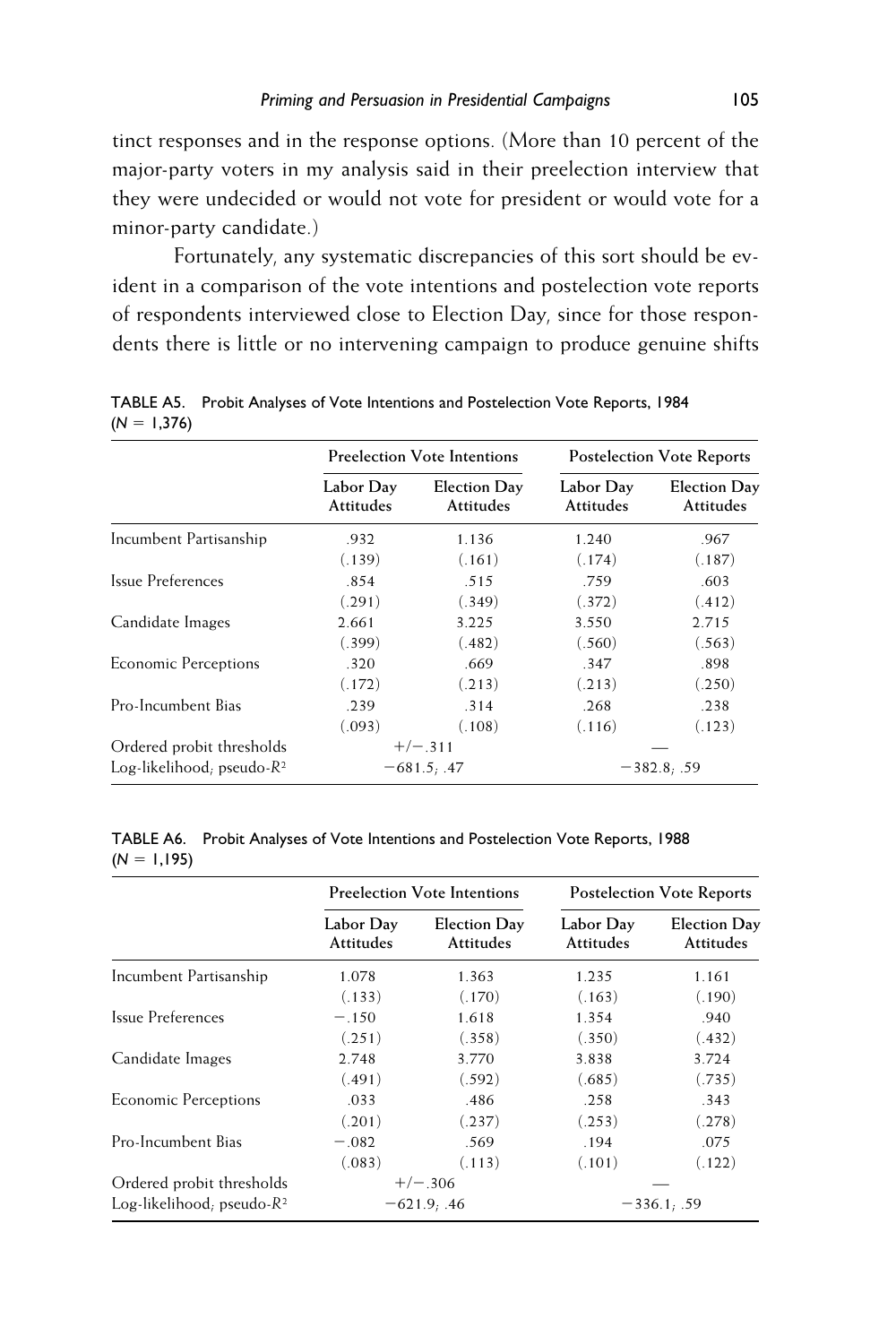tinct responses and in the response options. (More than 10 percent of the major-party voters in my analysis said in their preelection interview that they were undecided or would not vote for president or would vote for a minor-party candidate.)

Fortunately, any systematic discrepancies of this sort should be evident in a comparison of the vote intentions and postelection vote reports of respondents interviewed close to Election Day, since for those respondents there is little or no intervening campaign to produce genuine shifts

TABLE A5. Probit Analyses of Vote Intentions and Postelection Vote Reports, 1984 ($N$ = 1,376)

| | Preelection Vote Intentions | | Postelection Vote Reports | |
|---|---|---|---|---|
| | Labor Day Attitudes | Election Day Attitudes | Labor Day Attitudes | Election Day Attitudes |
| Incumbent Partisanship | .932 | 1.136 | 1.240 | .967 |
| | (.139) | (.161) | (.174) | (.187) |
| Issue Preferences | .854 | .515 | .759 | .603 |
| | (.291) | (.349) | (.372) | (.412) |
| Candidate Images | 2.661 | 3.225 | 3.550 | 2.715 |
| | (.399) | (.482) | (.560) | (.563) |
| Economic Perceptions | .320 | .669 | .347 | .898 |
| | (.172) | (.213) | (.213) | (.250) |
| Pro-Incumbent Bias | .239 | .314 | .268 | .238 |
| | (.093) | (.108) | (.116) | (.123) |
| Ordered probit thresholds | +/−.311 | | — | |
| Log-likelihood; pseudo-$R^2$ | −681.5; .47 | | −382.8; .59 | |

TABLE A6. Probit Analyses of Vote Intentions and Postelection Vote Reports, 1988 ($N$ = 1,195)

| | Preelection Vote Intentions | | Postelection Vote Reports | |
|---|---|---|---|---|
| | Labor Day Attitudes | Election Day Attitudes | Labor Day Attitudes | Election Day Attitudes |
| Incumbent Partisanship | 1.078 | 1.363 | 1.235 | 1.161 |
| | (.133) | (.170) | (.163) | (.190) |
| Issue Preferences | −.150 | 1.618 | 1.354 | .940 |
| | (.251) | (.358) | (.350) | (.432) |
| Candidate Images | 2.748 | 3.770 | 3.838 | 3.724 |
| | (.491) | (.592) | (.685) | (.735) |
| Economic Perceptions | .033 | .486 | .258 | .343 |
| | (.201) | (.237) | (.253) | (.278) |
| Pro-Incumbent Bias | −.082 | .569 | .194 | .075 |
| | (.083) | (.113) | (.101) | (.122) |
| Ordered probit thresholds | +/−.306 | | — | |
| Log-likelihood; pseudo-$R^2$ | −621.9; .46 | | −336.1; .59 | |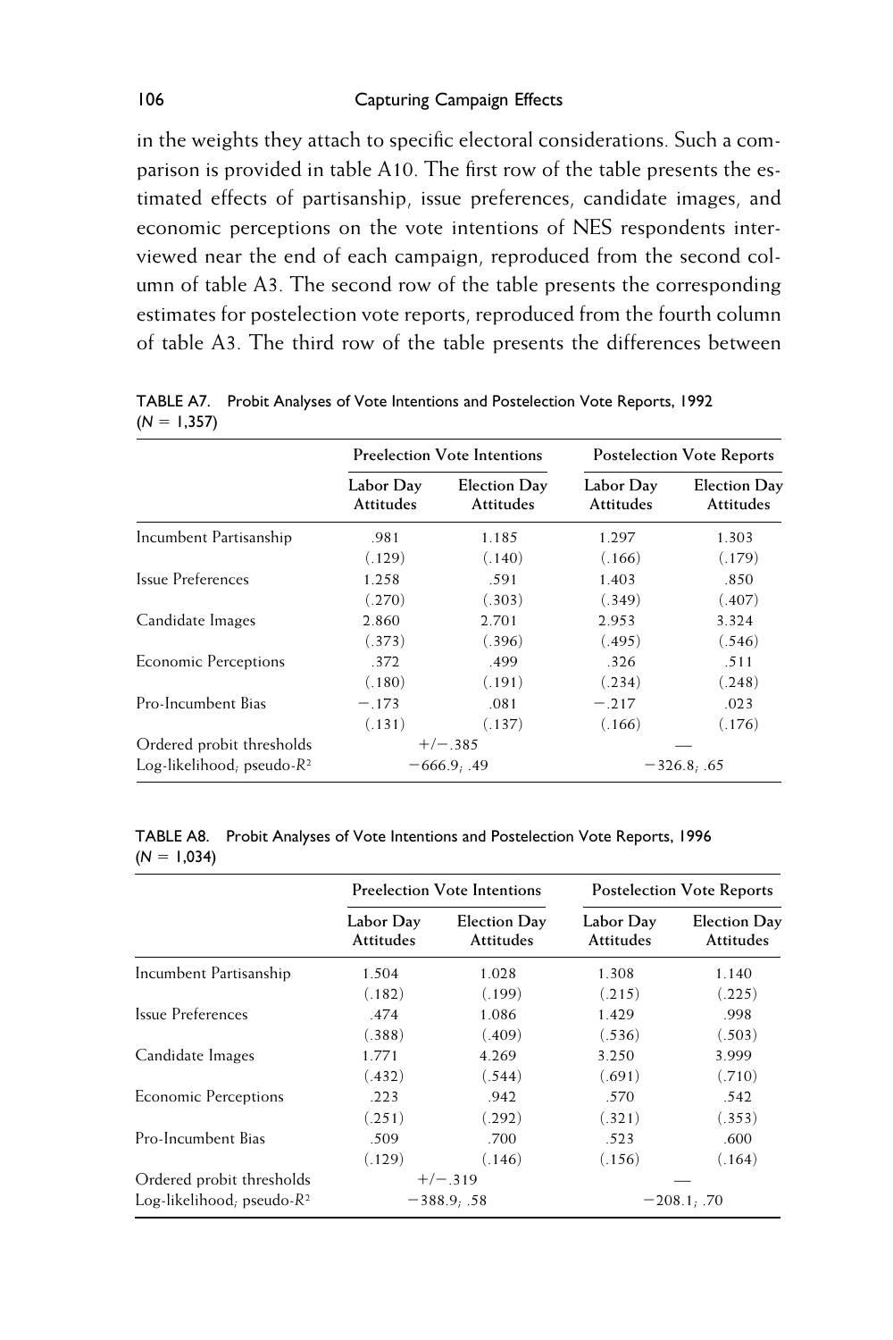in the weights they attach to specific electoral considerations. Such a comparison is provided in table A10. The first row of the table presents the estimated effects of partisanship, issue preferences, candidate images, and economic perceptions on the vote intentions of NES respondents interviewed near the end of each campaign, reproduced from the second column of table A3. The second row of the table presents the corresponding estimates for postelection vote reports, reproduced from the fourth column of table A3. The third row of the table presents the differences between

TABLE A7. Probit Analyses of Vote Intentions and Postelection Vote Reports, 1992 ($N$ = 1,357)

| | Preelection Vote Intentions | | Postelection Vote Reports | |
|---|---|---|---|---|
| | Labor Day Attitudes | Election Day Attitudes | Labor Day Attitudes | Election Day Attitudes |
| Incumbent Partisanship | .981 | 1.185 | 1.297 | 1.303 |
| | (.129) | (.140) | (.166) | (.179) |
| Issue Preferences | 1.258 | .591 | 1.403 | .850 |
| | (.270) | (.303) | (.349) | (.407) |
| Candidate Images | 2.860 | 2.701 | 2.953 | 3.324 |
| | (.373) | (.396) | (.495) | (.546) |
| Economic Perceptions | .372 | .499 | .326 | .511 |
| | (.180) | (.191) | (.234) | (.248) |
| Pro-Incumbent Bias | −.173 | .081 | −.217 | .023 |
| | (.131) | (.137) | (.166) | (.176) |
| Ordered probit thresholds | +/−.385 | | — | |
| Log-likelihood; pseudo-$R^2$ | −666.9; .49 | | −326.8; .65 | |

TABLE A8. Probit Analyses of Vote Intentions and Postelection Vote Reports, 1996 ($N$ = 1,034)

| | Preelection Vote Intentions | | Postelection Vote Reports | |
|---|---|---|---|---|
| | Labor Day Attitudes | Election Day Attitudes | Labor Day Attitudes | Election Day Attitudes |
| Incumbent Partisanship | 1.504 | 1.028 | 1.308 | 1.140 |
| | (.182) | (.199) | (.215) | (.225) |
| Issue Preferences | .474 | 1.086 | 1.429 | .998 |
| | (.388) | (.409) | (.536) | (.503) |
| Candidate Images | 1.771 | 4.269 | 3.250 | 3.999 |
| | (.432) | (.544) | (.691) | (.710) |
| Economic Perceptions | .223 | .942 | .570 | .542 |
| | (.251) | (.292) | (.321) | (.353) |
| Pro-Incumbent Bias | .509 | .700 | .523 | .600 |
| | (.129) | (.146) | (.156) | (.164) |
| Ordered probit thresholds | +/−.319 | | — | |
| Log-likelihood; pseudo-$R^2$ | −388.9; .58 | | −208.1; .70 | |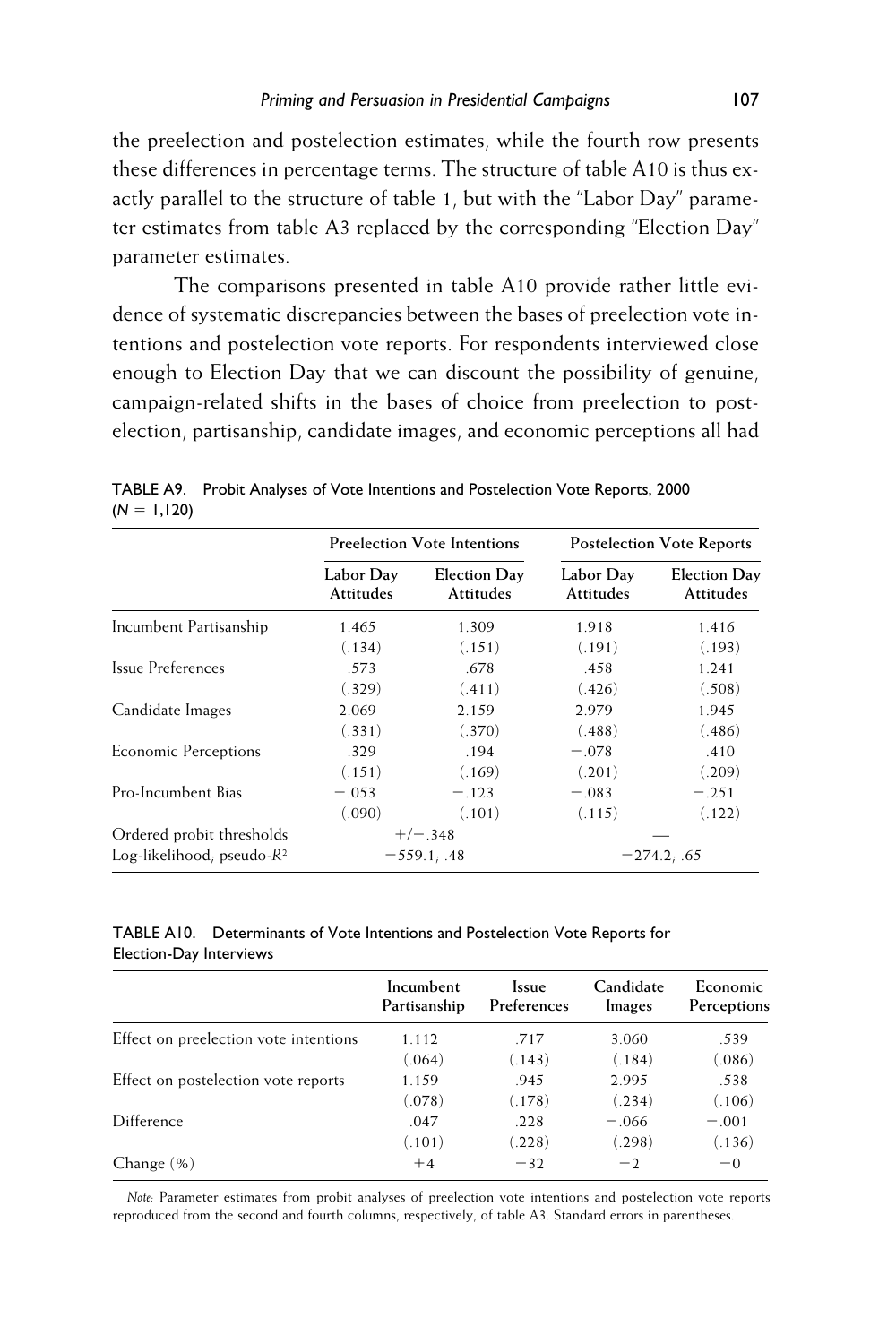the preelection and postelection estimates, while the fourth row presents these differences in percentage terms. The structure of table A10 is thus exactly parallel to the structure of table 1, but with the "Labor Day" parameter estimates from table A3 replaced by the corresponding "Election Day" parameter estimates.

The comparisons presented in table A10 provide rather little evidence of systematic discrepancies between the bases of preelection vote intentions and postelection vote reports. For respondents interviewed close enough to Election Day that we can discount the possibility of genuine, campaign-related shifts in the bases of choice from preelection to postelection, partisanship, candidate images, and economic perceptions all had

TABLE A9. Probit Analyses of Vote Intentions and Postelection Vote Reports, 2000 ($N$ = 1,120)

| | Preelection Vote Intentions | | Postelection Vote Reports | |
|---|---|---|---|---|
| | Labor Day Attitudes | Election Day Attitudes | Labor Day Attitudes | Election Day Attitudes |
| Incumbent Partisanship | 1.465 | 1.309 | 1.918 | 1.416 |
| | (.134) | (.151) | (.191) | (.193) |
| Issue Preferences | .573 | .678 | .458 | 1.241 |
| | (.329) | (.411) | (.426) | (.508) |
| Candidate Images | 2.069 | 2.159 | 2.979 | 1.945 |
| | (.331) | (.370) | (.488) | (.486) |
| Economic Perceptions | .329 | .194 | −.078 | .410 |
| | (.151) | (.169) | (.201) | (.209) |
| Pro-Incumbent Bias | −.053 | −.123 | −.083 | −.251 |
| | (.090) | (.101) | (.115) | (.122) |
| Ordered probit thresholds | +/−.348 | | — | |
| Log-likelihood; pseudo-$R^2$ | −559.1; .48 | | −274.2; .65 | |

TABLE A10. Determinants of Vote Intentions and Postelection Vote Reports for Election-Day Interviews

| | Incumbent Partisanship | Issue Preferences | Candidate Images | Economic Perceptions |
|---|---|---|---|---|
| Effect on preelection vote intentions | 1.112 | .717 | 3.060 | .539 |
| | (.064) | (.143) | (.184) | (.086) |
| Effect on postelection vote reports | 1.159 | .945 | 2.995 | .538 |
| | (.078) | (.178) | (.234) | (.106) |
| Difference | .047 | .228 | −.066 | −.001 |
| | (.101) | (.228) | (.298) | (.136) |
| Change (%) | +4 | +32 | −2 | −0 |

*Note:* Parameter estimates from probit analyses of preelection vote intentions and postelection vote reports reproduced from the second and fourth columns, respectively, of table A3. Standard errors in parentheses.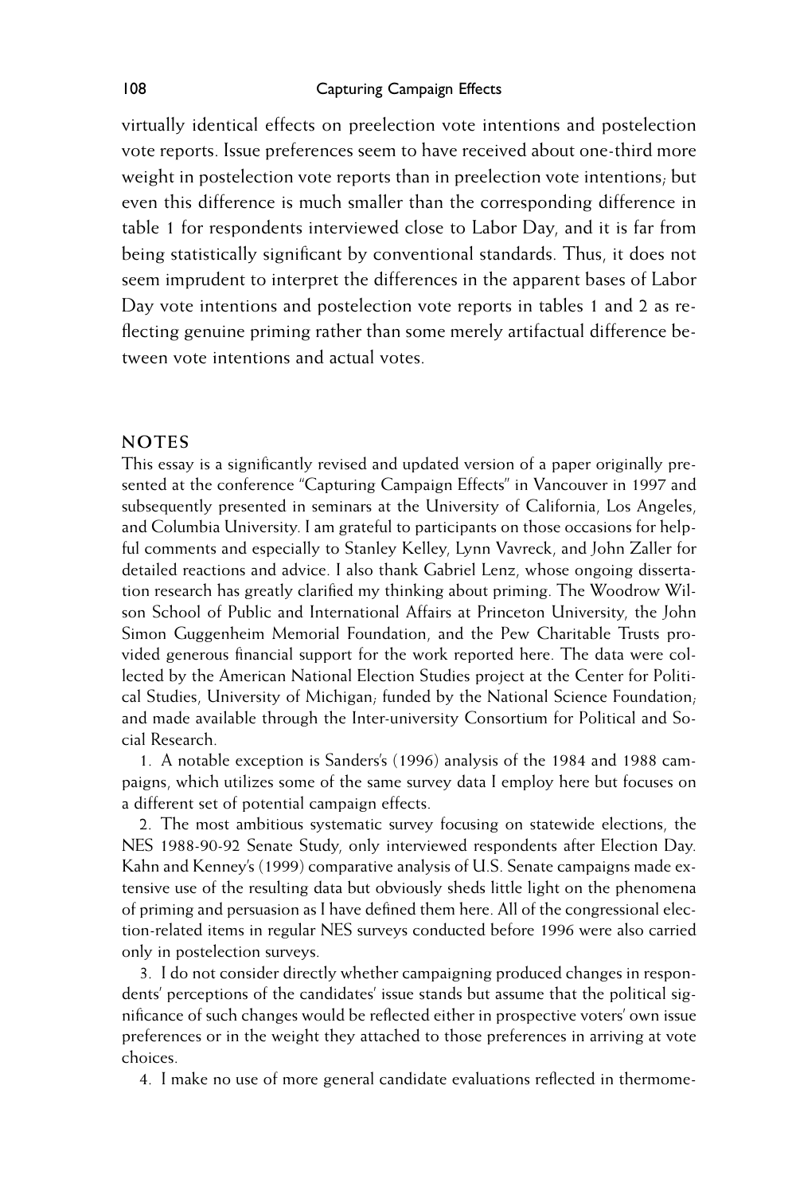virtually identical effects on preelection vote intentions and postelection vote reports. Issue preferences seem to have received about one-third more weight in postelection vote reports than in preelection vote intentions; but even this difference is much smaller than the corresponding difference in table 1 for respondents interviewed close to Labor Day, and it is far from being statistically significant by conventional standards. Thus, it does not seem imprudent to interpret the differences in the apparent bases of Labor Day vote intentions and postelection vote reports in tables 1 and 2 as reflecting genuine priming rather than some merely artifactual difference between vote intentions and actual votes.

## NOTES

This essay is a significantly revised and updated version of a paper originally presented at the conference "Capturing Campaign Effects" in Vancouver in 1997 and subsequently presented in seminars at the University of California, Los Angeles, and Columbia University. I am grateful to participants on those occasions for helpful comments and especially to Stanley Kelley, Lynn Vavreck, and John Zaller for detailed reactions and advice. I also thank Gabriel Lenz, whose ongoing dissertation research has greatly clarified my thinking about priming. The Woodrow Wilson School of Public and International Affairs at Princeton University, the John Simon Guggenheim Memorial Foundation, and the Pew Charitable Trusts provided generous financial support for the work reported here. The data were collected by the American National Election Studies project at the Center for Political Studies, University of Michigan; funded by the National Science Foundation; and made available through the Inter-university Consortium for Political and Social Research.

1. A notable exception is Sanders's (1996) analysis of the 1984 and 1988 campaigns, which utilizes some of the same survey data I employ here but focuses on a different set of potential campaign effects.

2. The most ambitious systematic survey focusing on statewide elections, the NES 1988-90-92 Senate Study, only interviewed respondents after Election Day. Kahn and Kenney's (1999) comparative analysis of U.S. Senate campaigns made extensive use of the resulting data but obviously sheds little light on the phenomena of priming and persuasion as I have defined them here. All of the congressional election-related items in regular NES surveys conducted before 1996 were also carried only in postelection surveys.

3. I do not consider directly whether campaigning produced changes in respondents' perceptions of the candidates' issue stands but assume that the political significance of such changes would be reflected either in prospective voters' own issue preferences or in the weight they attached to those preferences in arriving at vote choices.

4. I make no use of more general candidate evaluations reflected in thermome-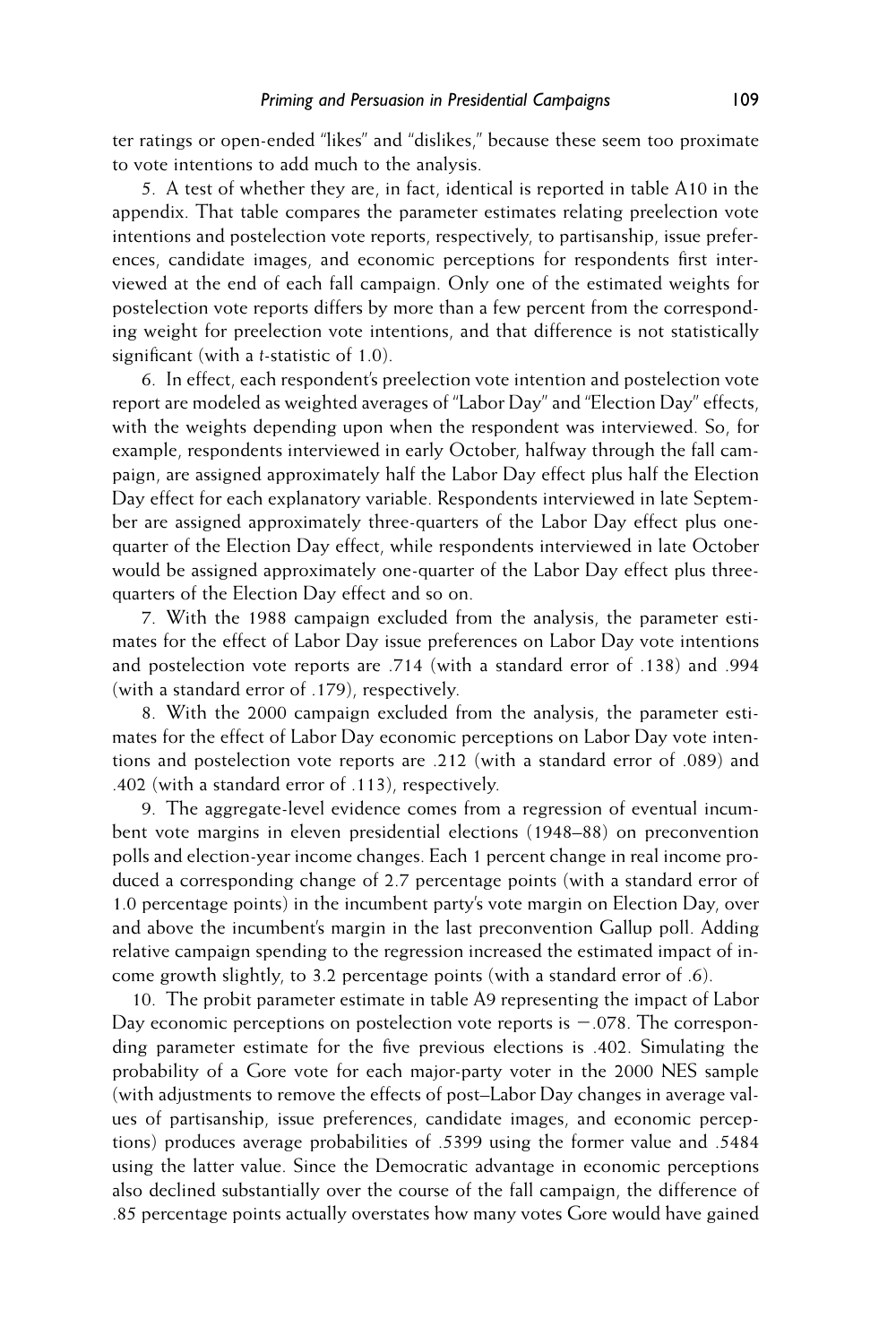ter ratings or open-ended "likes" and "dislikes," because these seem too proximate to vote intentions to add much to the analysis.

5. A test of whether they are, in fact, identical is reported in table A10 in the appendix. That table compares the parameter estimates relating preelection vote intentions and postelection vote reports, respectively, to partisanship, issue preferences, candidate images, and economic perceptions for respondents first interviewed at the end of each fall campaign. Only one of the estimated weights for postelection vote reports differs by more than a few percent from the corresponding weight for preelection vote intentions, and that difference is not statistically significant (with a *t*-statistic of 1.0).

6. In effect, each respondent's preelection vote intention and postelection vote report are modeled as weighted averages of "Labor Day" and "Election Day" effects, with the weights depending upon when the respondent was interviewed. So, for example, respondents interviewed in early October, halfway through the fall campaign, are assigned approximately half the Labor Day effect plus half the Election Day effect for each explanatory variable. Respondents interviewed in late September are assigned approximately three-quarters of the Labor Day effect plus one-quarter of the Election Day effect, while respondents interviewed in late October would be assigned approximately one-quarter of the Labor Day effect plus three-quarters of the Election Day effect and so on.

7. With the 1988 campaign excluded from the analysis, the parameter estimates for the effect of Labor Day issue preferences on Labor Day vote intentions and postelection vote reports are .714 (with a standard error of .138) and .994 (with a standard error of .179), respectively.

8. With the 2000 campaign excluded from the analysis, the parameter estimates for the effect of Labor Day economic perceptions on Labor Day vote intentions and postelection vote reports are .212 (with a standard error of .089) and .402 (with a standard error of .113), respectively.

9. The aggregate-level evidence comes from a regression of eventual incumbent vote margins in eleven presidential elections (1948–88) on preconvention polls and election-year income changes. Each 1 percent change in real income produced a corresponding change of 2.7 percentage points (with a standard error of 1.0 percentage points) in the incumbent party's vote margin on Election Day, over and above the incumbent's margin in the last preconvention Gallup poll. Adding relative campaign spending to the regression increased the estimated impact of income growth slightly, to 3.2 percentage points (with a standard error of .6).

10. The probit parameter estimate in table A9 representing the impact of Labor Day economic perceptions on postelection vote reports is −.078. The corresponding parameter estimate for the five previous elections is .402. Simulating the probability of a Gore vote for each major-party voter in the 2000 NES sample (with adjustments to remove the effects of post–Labor Day changes in average values of partisanship, issue preferences, candidate images, and economic perceptions) produces average probabilities of .5399 using the former value and .5484 using the latter value. Since the Democratic advantage in economic perceptions also declined substantially over the course of the fall campaign, the difference of .85 percentage points actually overstates how many votes Gore would have gained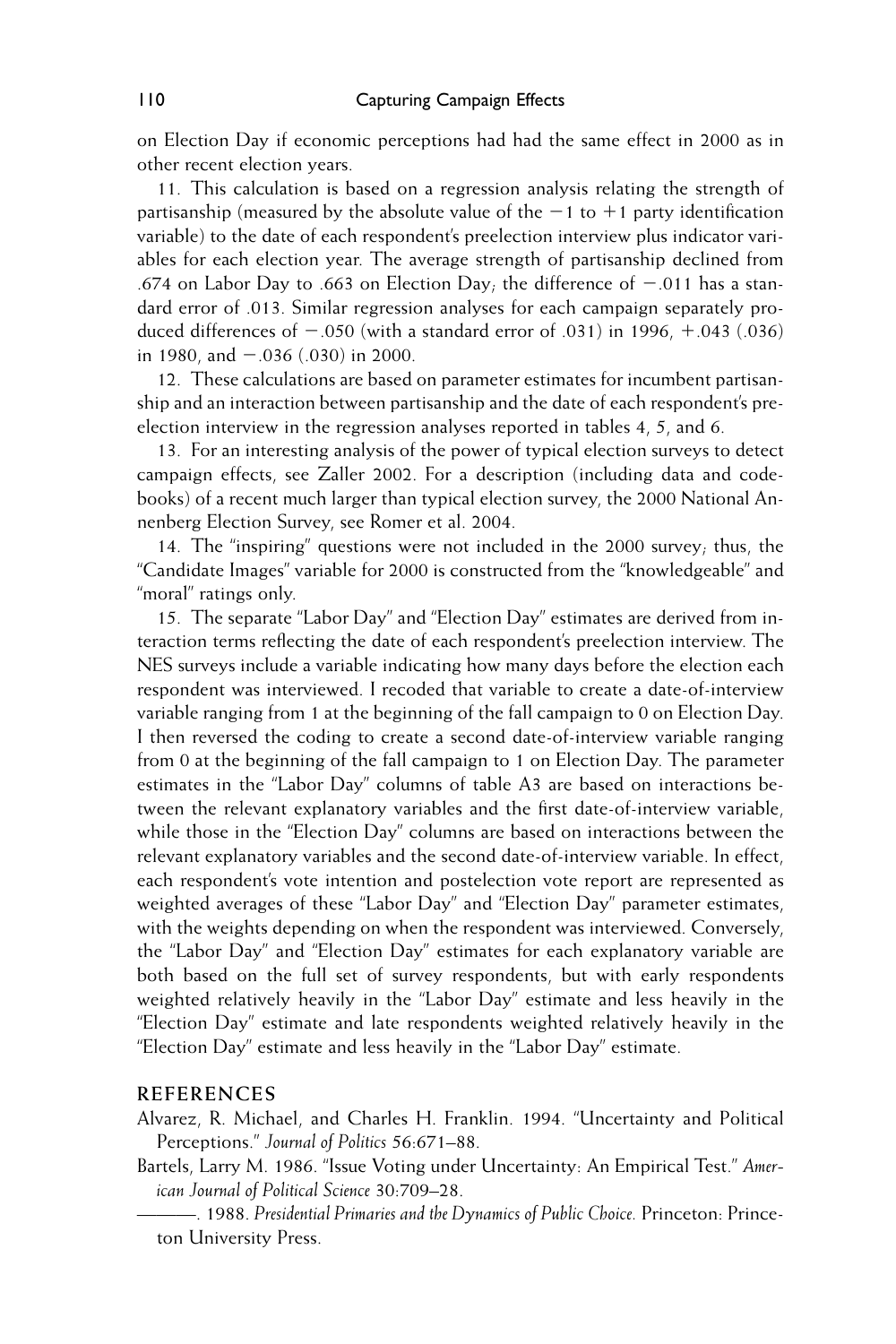on Election Day if economic perceptions had had the same effect in 2000 as in other recent election years.

11. This calculation is based on a regression analysis relating the strength of partisanship (measured by the absolute value of the $-1$ to $+1$ party identification variable) to the date of each respondent's preelection interview plus indicator variables for each election year. The average strength of partisanship declined from .674 on Labor Day to .663 on Election Day; the difference of $-.011$ has a standard error of .013. Similar regression analyses for each campaign separately produced differences of $-.050$ (with a standard error of .031) in 1996, $+.043$ (.036) in 1980, and $-.036$ (.030) in 2000.

12. These calculations are based on parameter estimates for incumbent partisanship and an interaction between partisanship and the date of each respondent's preelection interview in the regression analyses reported in tables 4, 5, and 6.

13. For an interesting analysis of the power of typical election surveys to detect campaign effects, see Zaller 2002. For a description (including data and codebooks) of a recent much larger than typical election survey, the 2000 National Annenberg Election Survey, see Romer et al. 2004.

14. The "inspiring" questions were not included in the 2000 survey; thus, the "Candidate Images" variable for 2000 is constructed from the "knowledgeable" and "moral" ratings only.

15. The separate "Labor Day" and "Election Day" estimates are derived from interaction terms reflecting the date of each respondent's preelection interview. The NES surveys include a variable indicating how many days before the election each respondent was interviewed. I recoded that variable to create a date-of-interview variable ranging from 1 at the beginning of the fall campaign to 0 on Election Day. I then reversed the coding to create a second date-of-interview variable ranging from 0 at the beginning of the fall campaign to 1 on Election Day. The parameter estimates in the "Labor Day" columns of table A3 are based on interactions between the relevant explanatory variables and the first date-of-interview variable, while those in the "Election Day" columns are based on interactions between the relevant explanatory variables and the second date-of-interview variable. In effect, each respondent's vote intention and postelection vote report are represented as weighted averages of these "Labor Day" and "Election Day" parameter estimates, with the weights depending on when the respondent was interviewed. Conversely, the "Labor Day" and "Election Day" estimates for each explanatory variable are both based on the full set of survey respondents, but with early respondents weighted relatively heavily in the "Labor Day" estimate and less heavily in the "Election Day" estimate and late respondents weighted relatively heavily in the "Election Day" estimate and less heavily in the "Labor Day" estimate.

## REFERENCES

Alvarez, R. Michael, and Charles H. Franklin. 1994. "Uncertainty and Political Perceptions." *Journal of Politics* 56:671–88.

Bartels, Larry M. 1986. "Issue Voting under Uncertainty: An Empirical Test." *American Journal of Political Science* 30:709–28.

———. 1988. *Presidential Primaries and the Dynamics of Public Choice.* Princeton: Princeton University Press.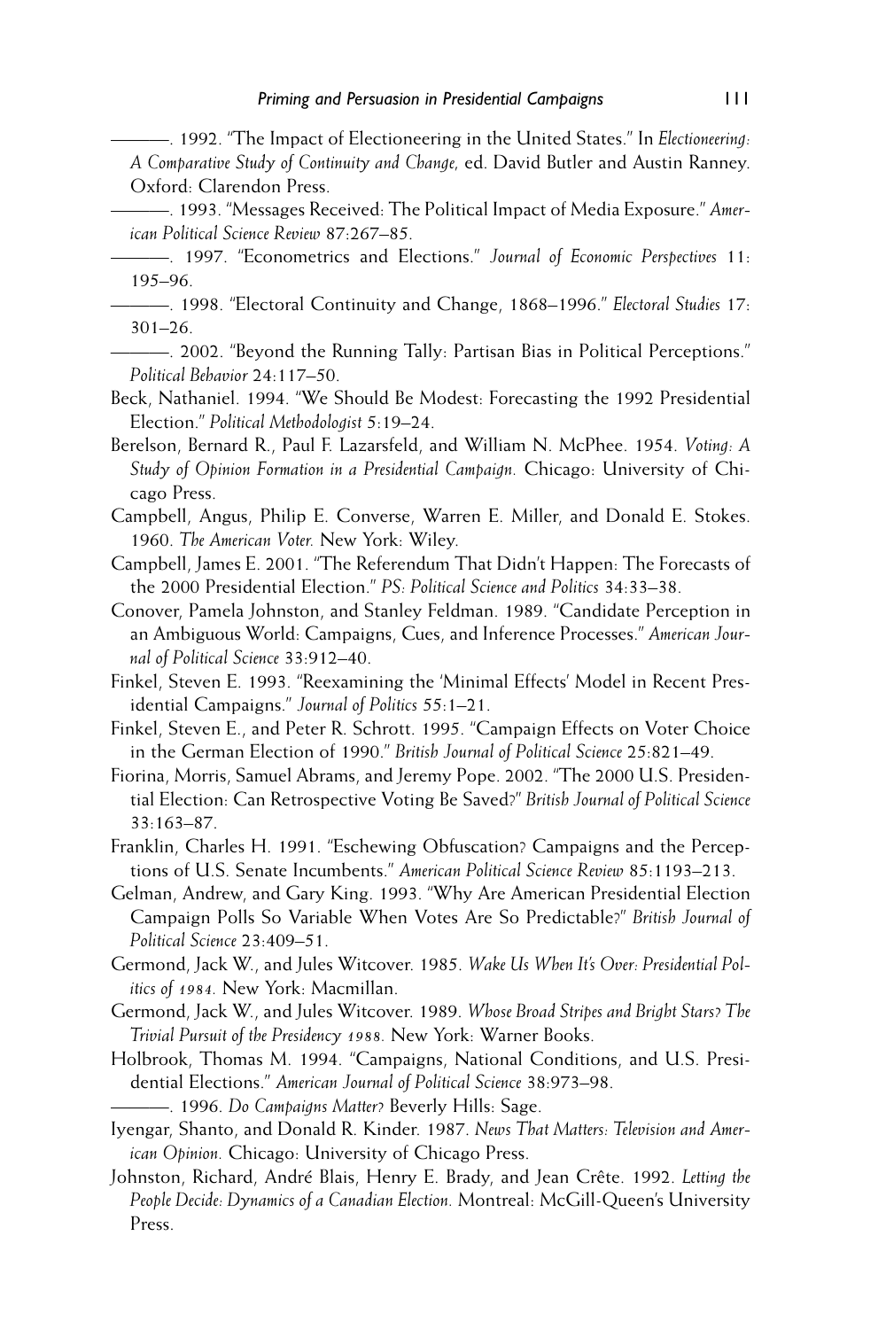———. 1992. "The Impact of Electioneering in the United States." In *Electioneering: A Comparative Study of Continuity and Change*, ed. David Butler and Austin Ranney. Oxford: Clarendon Press.

———. 1993. "Messages Received: The Political Impact of Media Exposure." *American Political Science Review* 87:267–85.

———. 1997. "Econometrics and Elections." *Journal of Economic Perspectives* 11: 195–96.

———. 1998. "Electoral Continuity and Change, 1868–1996." *Electoral Studies* 17: 301–26.

———. 2002. "Beyond the Running Tally: Partisan Bias in Political Perceptions." *Political Behavior* 24:117–50.

Beck, Nathaniel. 1994. "We Should Be Modest: Forecasting the 1992 Presidential Election." *Political Methodologist* 5:19–24.

Berelson, Bernard R., Paul F. Lazarsfeld, and William N. McPhee. 1954. *Voting: A Study of Opinion Formation in a Presidential Campaign.* Chicago: University of Chicago Press.

Campbell, Angus, Philip E. Converse, Warren E. Miller, and Donald E. Stokes. 1960. *The American Voter.* New York: Wiley.

Campbell, James E. 2001. "The Referendum That Didn't Happen: The Forecasts of the 2000 Presidential Election." *PS: Political Science and Politics* 34:33–38.

Conover, Pamela Johnston, and Stanley Feldman. 1989. "Candidate Perception in an Ambiguous World: Campaigns, Cues, and Inference Processes." *American Journal of Political Science* 33:912–40.

Finkel, Steven E. 1993. "Reexamining the 'Minimal Effects' Model in Recent Presidential Campaigns." *Journal of Politics* 55:1–21.

Finkel, Steven E., and Peter R. Schrott. 1995. "Campaign Effects on Voter Choice in the German Election of 1990." *British Journal of Political Science* 25:821–49.

Fiorina, Morris, Samuel Abrams, and Jeremy Pope. 2002. "The 2000 U.S. Presidential Election: Can Retrospective Voting Be Saved?" *British Journal of Political Science* 33:163–87.

Franklin, Charles H. 1991. "Eschewing Obfuscation? Campaigns and the Perceptions of U.S. Senate Incumbents." *American Political Science Review* 85:1193–213.

Gelman, Andrew, and Gary King. 1993. "Why Are American Presidential Election Campaign Polls So Variable When Votes Are So Predictable?" *British Journal of Political Science* 23:409–51.

Germond, Jack W., and Jules Witcover. 1985. *Wake Us When It's Over: Presidential Politics of 1984.* New York: Macmillan.

Germond, Jack W., and Jules Witcover. 1989. *Whose Broad Stripes and Bright Stars? The Trivial Pursuit of the Presidency 1988.* New York: Warner Books.

Holbrook, Thomas M. 1994. "Campaigns, National Conditions, and U.S. Presidential Elections." *American Journal of Political Science* 38:973–98.

———. 1996. *Do Campaigns Matter?* Beverly Hills: Sage.

Iyengar, Shanto, and Donald R. Kinder. 1987. *News That Matters: Television and American Opinion.* Chicago: University of Chicago Press.

Johnston, Richard, André Blais, Henry E. Brady, and Jean Crête. 1992. *Letting the People Decide: Dynamics of a Canadian Election.* Montreal: McGill-Queen's University Press.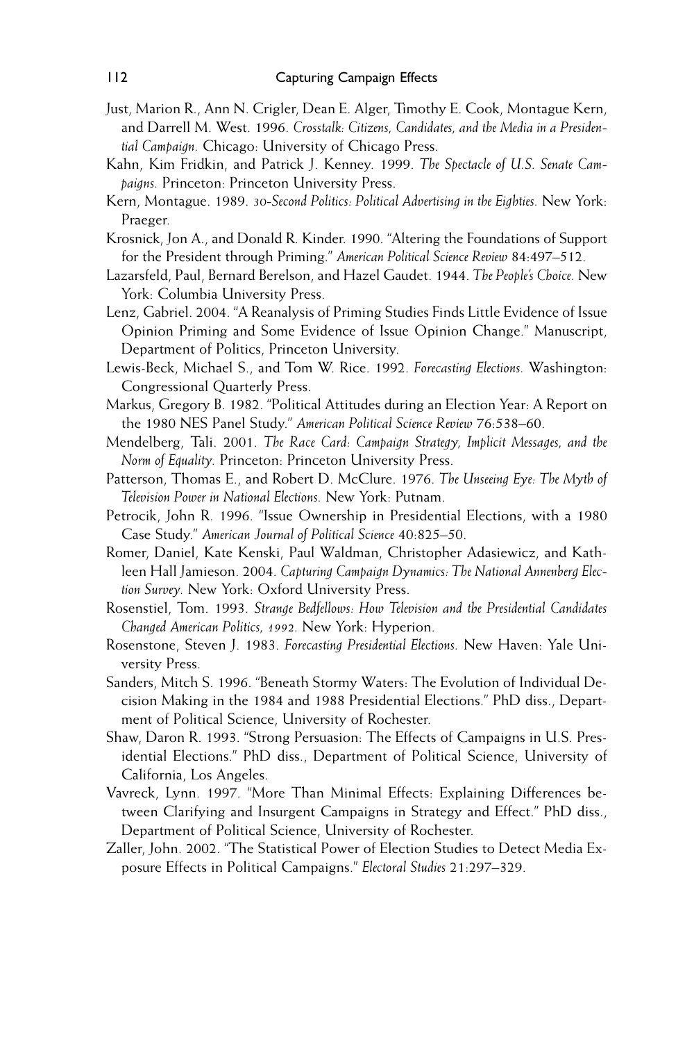Just, Marion R., Ann N. Crigler, Dean E. Alger, Timothy E. Cook, Montague Kern, and Darrell M. West. 1996. *Crosstalk: Citizens, Candidates, and the Media in a Presidential Campaign.* Chicago: University of Chicago Press.

Kahn, Kim Fridkin, and Patrick J. Kenney. 1999. *The Spectacle of U.S. Senate Campaigns.* Princeton: Princeton University Press.

Kern, Montague. 1989. *30-Second Politics: Political Advertising in the Eighties.* New York: Praeger.

Krosnick, Jon A., and Donald R. Kinder. 1990. "Altering the Foundations of Support for the President through Priming." *American Political Science Review* 84:497–512.

Lazarsfeld, Paul, Bernard Berelson, and Hazel Gaudet. 1944. *The People's Choice.* New York: Columbia University Press.

Lenz, Gabriel. 2004. "A Reanalysis of Priming Studies Finds Little Evidence of Issue Opinion Priming and Some Evidence of Issue Opinion Change." Manuscript, Department of Politics, Princeton University.

Lewis-Beck, Michael S., and Tom W. Rice. 1992. *Forecasting Elections.* Washington: Congressional Quarterly Press.

Markus, Gregory B. 1982. "Political Attitudes during an Election Year: A Report on the 1980 NES Panel Study." *American Political Science Review* 76:538–60.

Mendelberg, Tali. 2001. *The Race Card: Campaign Strategy, Implicit Messages, and the Norm of Equality.* Princeton: Princeton University Press.

Patterson, Thomas E., and Robert D. McClure. 1976. *The Unseeing Eye: The Myth of Television Power in National Elections.* New York: Putnam.

Petrocik, John R. 1996. "Issue Ownership in Presidential Elections, with a 1980 Case Study." *American Journal of Political Science* 40:825–50.

Romer, Daniel, Kate Kenski, Paul Waldman, Christopher Adasiewicz, and Kathleen Hall Jamieson. 2004. *Capturing Campaign Dynamics: The National Annenberg Election Survey.* New York: Oxford University Press.

Rosenstiel, Tom. 1993. *Strange Bedfellows: How Television and the Presidential Candidates Changed American Politics, 1992.* New York: Hyperion.

Rosenstone, Steven J. 1983. *Forecasting Presidential Elections.* New Haven: Yale University Press.

Sanders, Mitch S. 1996. "Beneath Stormy Waters: The Evolution of Individual Decision Making in the 1984 and 1988 Presidential Elections." PhD diss., Department of Political Science, University of Rochester.

Shaw, Daron R. 1993. "Strong Persuasion: The Effects of Campaigns in U.S. Presidential Elections." PhD diss., Department of Political Science, University of California, Los Angeles.

Vavreck, Lynn. 1997. "More Than Minimal Effects: Explaining Differences between Clarifying and Insurgent Campaigns in Strategy and Effect." PhD diss., Department of Political Science, University of Rochester.

Zaller, John. 2002. "The Statistical Power of Election Studies to Detect Media Exposure Effects in Political Campaigns." *Electoral Studies* 21:297–329.